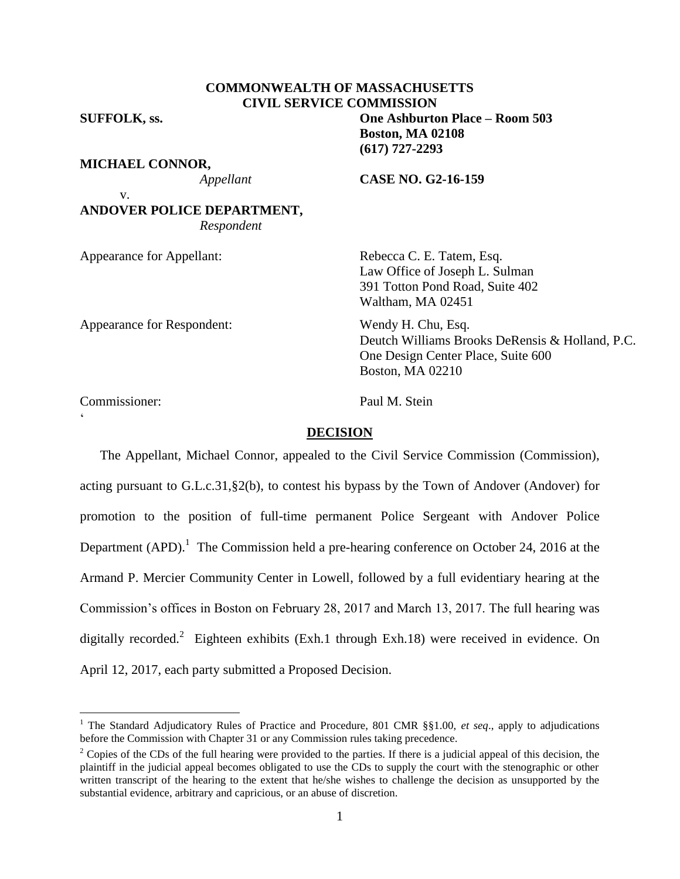**COMMONWEALTH OF MASSACHUSETTS**
**CIVIL SERVICE COMMISSION**

**SUFFOLK, ss.**

**One Ashburton Place – Room 503**
**Boston, MA 02108**
**(617) 727-2293**

**MICHAEL CONNOR,**
*Appellant*

v.

**ANDOVER POLICE DEPARTMENT,**
*Respondent*

**CASE NO. G2-16-159**

Appearance for Appellant: Rebecca C. E. Tatem, Esq.
Law Office of Joseph L. Sulman
391 Totton Pond Road, Suite 402
Waltham, MA 02451

Appearance for Respondent: Wendy H. Chu, Esq.
Deutch Williams Brooks DeRensis & Holland, P.C.
One Design Center Place, Suite 600
Boston, MA 02210

Commissioner: Paul M. Stein

‘

## DECISION

The Appellant, Michael Connor, appealed to the Civil Service Commission (Commission), acting pursuant to G.L.c.31,§2(b), to contest his bypass by the Town of Andover (Andover) for promotion to the position of full-time permanent Police Sergeant with Andover Police Department (APD).[1] The Commission held a pre-hearing conference on October 24, 2016 at the Armand P. Mercier Community Center in Lowell, followed by a full evidentiary hearing at the Commission's offices in Boston on February 28, 2017 and March 13, 2017. The full hearing was digitally recorded.[2] Eighteen exhibits (Exh.1 through Exh.18) were received in evidence. On April 12, 2017, each party submitted a Proposed Decision.

---

[1] The Standard Adjudicatory Rules of Practice and Procedure, 801 CMR §§1.00, *et seq*., apply to adjudications before the Commission with Chapter 31 or any Commission rules taking precedence.

[2] Copies of the CDs of the full hearing were provided to the parties. If there is a judicial appeal of this decision, the plaintiff in the judicial appeal becomes obligated to use the CDs to supply the court with the stenographic or other written transcript of the hearing to the extent that he/she wishes to challenge the decision as unsupported by the substantial evidence, arbitrary and capricious, or an abuse of discretion.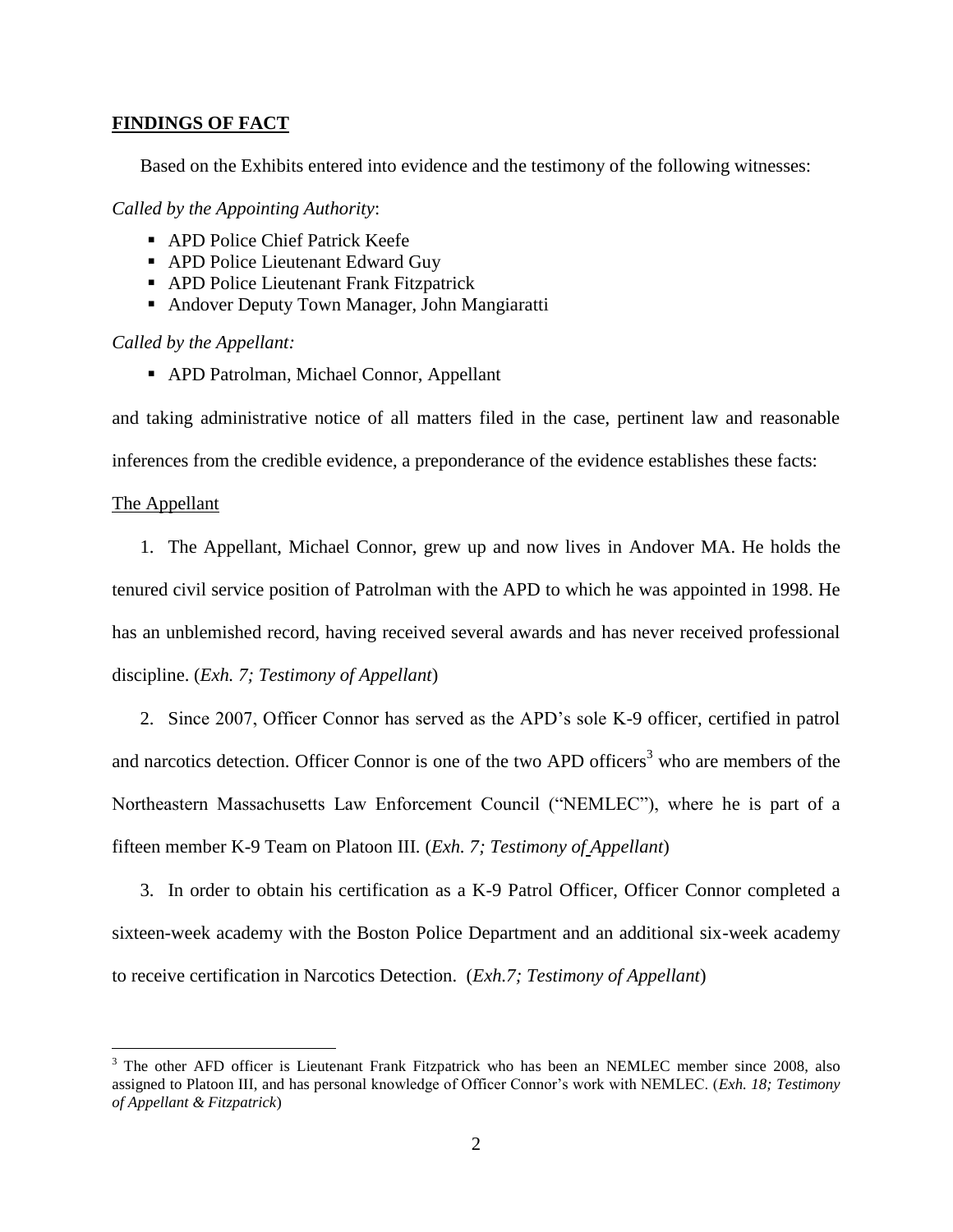## **FINDINGS OF FACT**

Based on the Exhibits entered into evidence and the testimony of the following witnesses:

*Called by the Appointing Authority*:

- APD Police Chief Patrick Keefe
- APD Police Lieutenant Edward Guy
- APD Police Lieutenant Frank Fitzpatrick
- Andover Deputy Town Manager, John Mangiaratti

*Called by the Appellant:*

- APD Patrolman, Michael Connor, Appellant

and taking administrative notice of all matters filed in the case, pertinent law and reasonable inferences from the credible evidence, a preponderance of the evidence establishes these facts:

The Appellant

1. The Appellant, Michael Connor, grew up and now lives in Andover MA. He holds the tenured civil service position of Patrolman with the APD to which he was appointed in 1998. He has an unblemished record, having received several awards and has never received professional discipline. (*Exh. 7; Testimony of Appellant*)

2. Since 2007, Officer Connor has served as the APD's sole K-9 officer, certified in patrol and narcotics detection. Officer Connor is one of the two APD officers[3] who are members of the Northeastern Massachusetts Law Enforcement Council ("NEMLEC"), where he is part of a fifteen member K-9 Team on Platoon III. (*Exh. 7; Testimony of Appellant*)

3. In order to obtain his certification as a K-9 Patrol Officer, Officer Connor completed a sixteen-week academy with the Boston Police Department and an additional six-week academy to receive certification in Narcotics Detection. (*Exh.7; Testimony of Appellant*)

---

[3] The other AFD officer is Lieutenant Frank Fitzpatrick who has been an NEMLEC member since 2008, also assigned to Platoon III, and has personal knowledge of Officer Connor's work with NEMLEC. (*Exh. 18; Testimony of Appellant & Fitzpatrick*)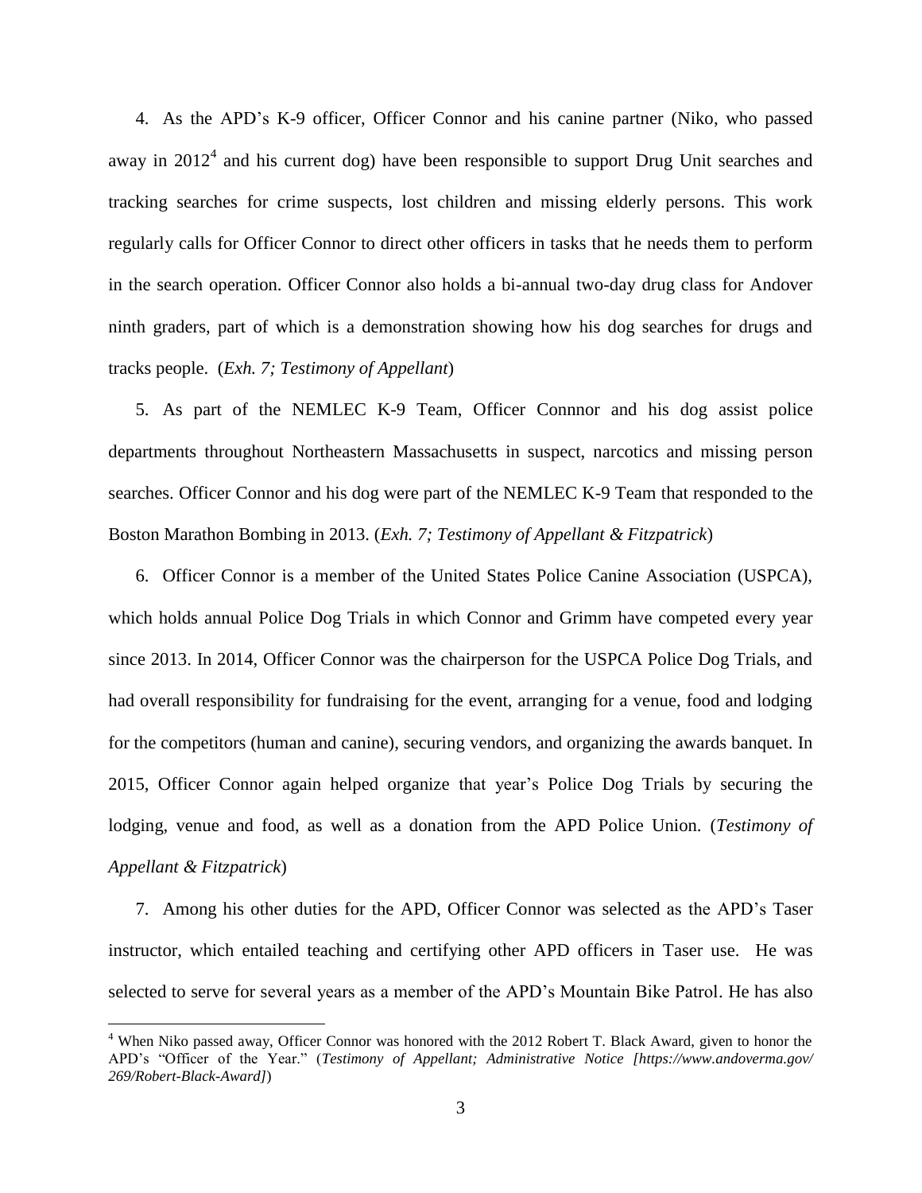4. As the APD's K-9 officer, Officer Connor and his canine partner (Niko, who passed away in 2012[4] and his current dog) have been responsible to support Drug Unit searches and tracking searches for crime suspects, lost children and missing elderly persons. This work regularly calls for Officer Connor to direct other officers in tasks that he needs them to perform in the search operation. Officer Connor also holds a bi-annual two-day drug class for Andover ninth graders, part of which is a demonstration showing how his dog searches for drugs and tracks people. (*Exh. 7; Testimony of Appellant*)

5. As part of the NEMLEC K-9 Team, Officer Connnor and his dog assist police departments throughout Northeastern Massachusetts in suspect, narcotics and missing person searches. Officer Connor and his dog were part of the NEMLEC K-9 Team that responded to the Boston Marathon Bombing in 2013. (*Exh. 7; Testimony of Appellant & Fitzpatrick*)

6. Officer Connor is a member of the United States Police Canine Association (USPCA), which holds annual Police Dog Trials in which Connor and Grimm have competed every year since 2013. In 2014, Officer Connor was the chairperson for the USPCA Police Dog Trials, and had overall responsibility for fundraising for the event, arranging for a venue, food and lodging for the competitors (human and canine), securing vendors, and organizing the awards banquet. In 2015, Officer Connor again helped organize that year's Police Dog Trials by securing the lodging, venue and food, as well as a donation from the APD Police Union. (*Testimony of Appellant & Fitzpatrick*)

7. Among his other duties for the APD, Officer Connor was selected as the APD's Taser instructor, which entailed teaching and certifying other APD officers in Taser use. He was selected to serve for several years as a member of the APD's Mountain Bike Patrol. He has also

---

[4] When Niko passed away, Officer Connor was honored with the 2012 Robert T. Black Award, given to honor the APD's "Officer of the Year." (*Testimony of Appellant; Administrative Notice [https://www.andoverma.gov/269/Robert-Black-Award]*)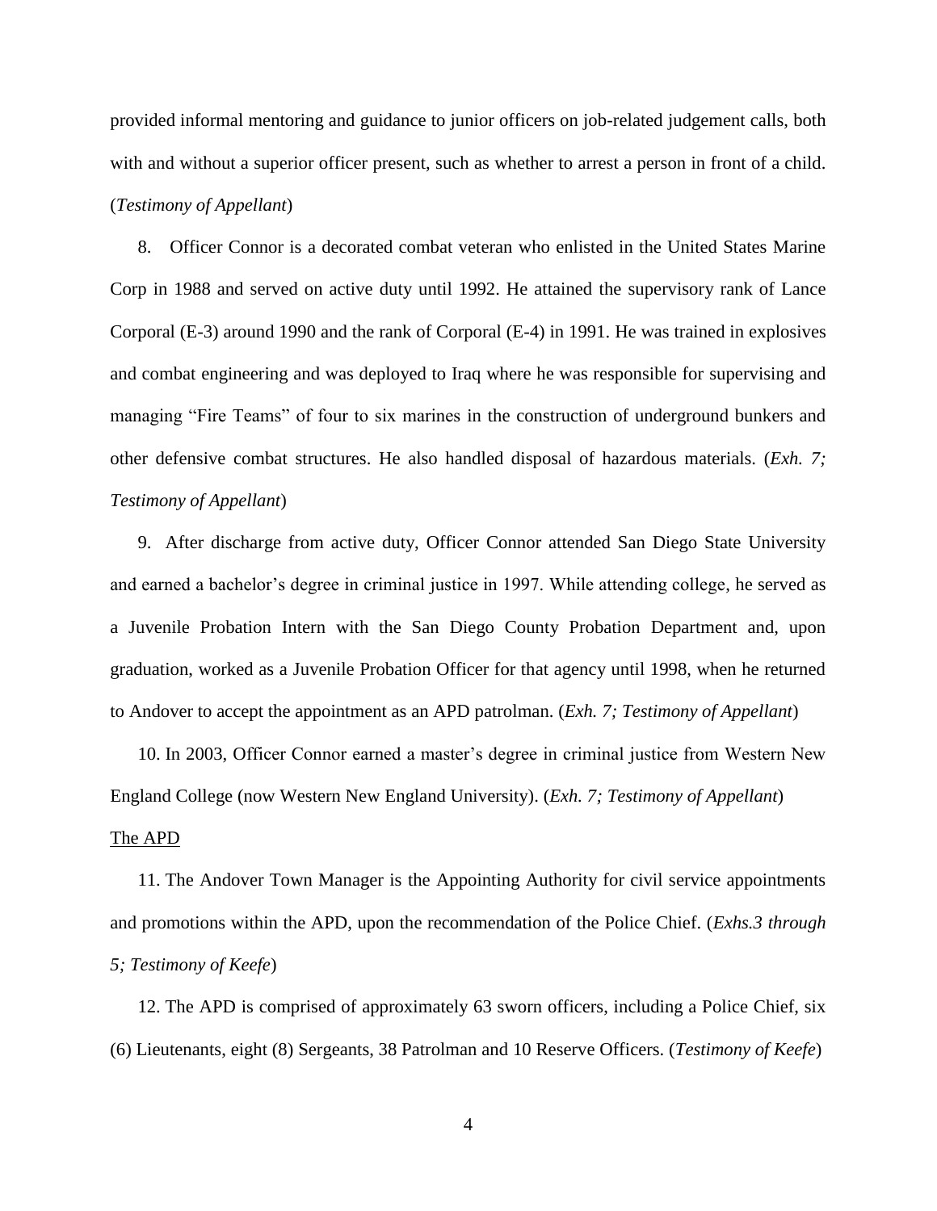provided informal mentoring and guidance to junior officers on job-related judgement calls, both with and without a superior officer present, such as whether to arrest a person in front of a child. (*Testimony of Appellant*)

8. Officer Connor is a decorated combat veteran who enlisted in the United States Marine Corp in 1988 and served on active duty until 1992. He attained the supervisory rank of Lance Corporal (E-3) around 1990 and the rank of Corporal (E-4) in 1991. He was trained in explosives and combat engineering and was deployed to Iraq where he was responsible for supervising and managing "Fire Teams" of four to six marines in the construction of underground bunkers and other defensive combat structures. He also handled disposal of hazardous materials. (*Exh. 7; Testimony of Appellant*)

9. After discharge from active duty, Officer Connor attended San Diego State University and earned a bachelor's degree in criminal justice in 1997. While attending college, he served as a Juvenile Probation Intern with the San Diego County Probation Department and, upon graduation, worked as a Juvenile Probation Officer for that agency until 1998, when he returned to Andover to accept the appointment as an APD patrolman. (*Exh. 7; Testimony of Appellant*)

10. In 2003, Officer Connor earned a master's degree in criminal justice from Western New England College (now Western New England University). (*Exh. 7; Testimony of Appellant*)

The APD

11. The Andover Town Manager is the Appointing Authority for civil service appointments and promotions within the APD, upon the recommendation of the Police Chief. (*Exhs.3 through 5; Testimony of Keefe*)

12. The APD is comprised of approximately 63 sworn officers, including a Police Chief, six (6) Lieutenants, eight (8) Sergeants, 38 Patrolman and 10 Reserve Officers. (*Testimony of Keefe*)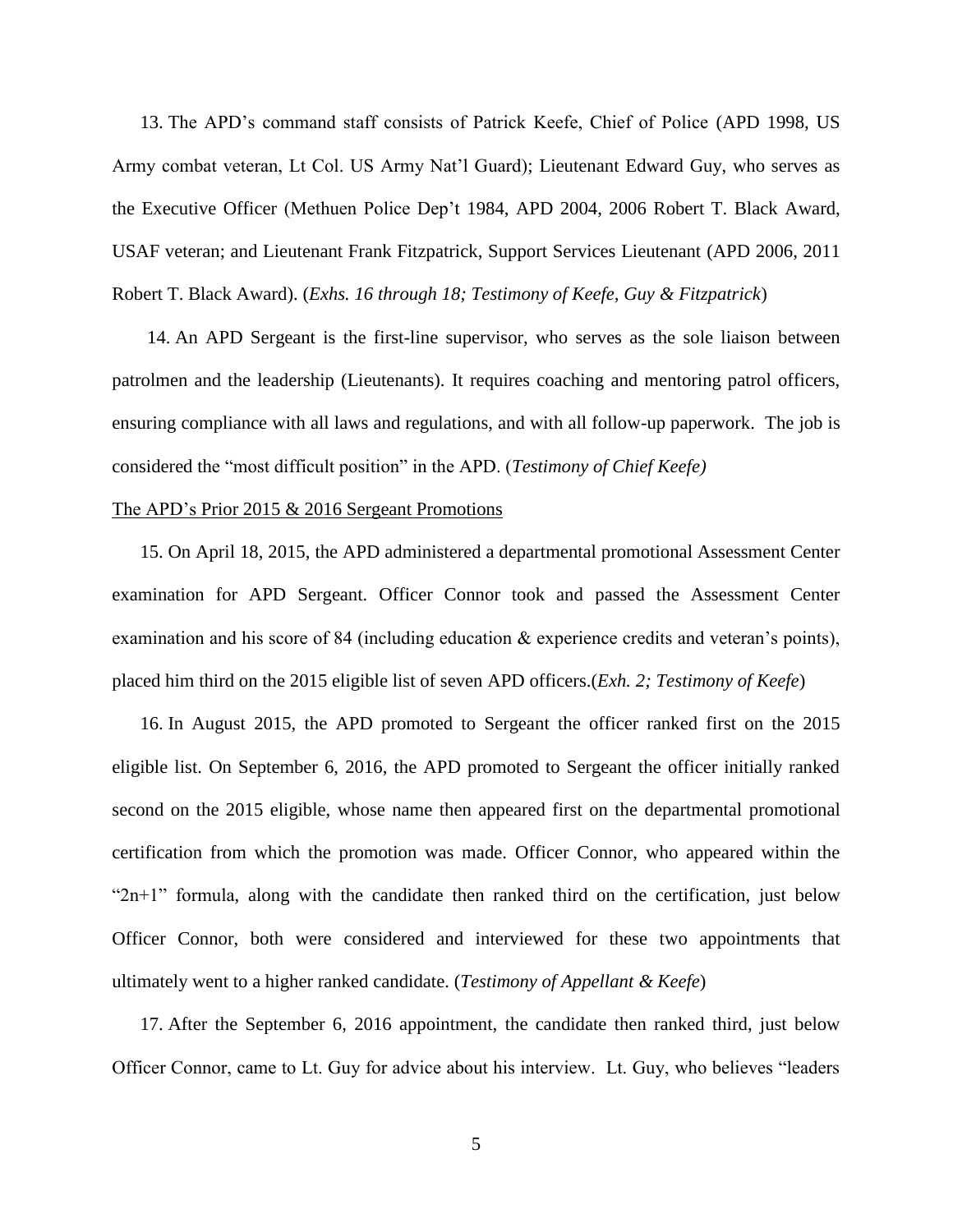13. The APD's command staff consists of Patrick Keefe, Chief of Police (APD 1998, US Army combat veteran, Lt Col. US Army Nat'l Guard); Lieutenant Edward Guy, who serves as the Executive Officer (Methuen Police Dep't 1984, APD 2004, 2006 Robert T. Black Award, USAF veteran; and Lieutenant Frank Fitzpatrick, Support Services Lieutenant (APD 2006, 2011 Robert T. Black Award). (*Exhs. 16 through 18; Testimony of Keefe, Guy & Fitzpatrick*)

14. An APD Sergeant is the first-line supervisor, who serves as the sole liaison between patrolmen and the leadership (Lieutenants). It requires coaching and mentoring patrol officers, ensuring compliance with all laws and regulations, and with all follow-up paperwork. The job is considered the "most difficult position" in the APD. (*Testimony of Chief Keefe)*

<u>The APD's Prior 2015 & 2016 Sergeant Promotions</u>

15. On April 18, 2015, the APD administered a departmental promotional Assessment Center examination for APD Sergeant. Officer Connor took and passed the Assessment Center examination and his score of 84 (including education & experience credits and veteran's points), placed him third on the 2015 eligible list of seven APD officers.(*Exh. 2; Testimony of Keefe*)

16. In August 2015, the APD promoted to Sergeant the officer ranked first on the 2015 eligible list. On September 6, 2016, the APD promoted to Sergeant the officer initially ranked second on the 2015 eligible, whose name then appeared first on the departmental promotional certification from which the promotion was made. Officer Connor, who appeared within the "2n+1" formula, along with the candidate then ranked third on the certification, just below Officer Connor, both were considered and interviewed for these two appointments that ultimately went to a higher ranked candidate. (*Testimony of Appellant & Keefe*)

17. After the September 6, 2016 appointment, the candidate then ranked third, just below Officer Connor, came to Lt. Guy for advice about his interview. Lt. Guy, who believes "leaders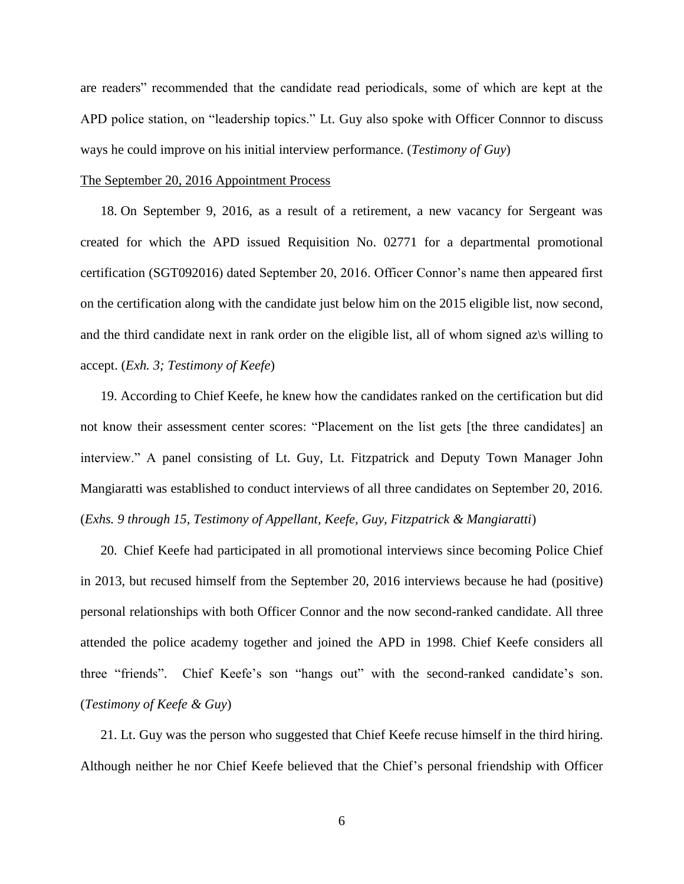are readers" recommended that the candidate read periodicals, some of which are kept at the APD police station, on "leadership topics." Lt. Guy also spoke with Officer Connnor to discuss ways he could improve on his initial interview performance. (*Testimony of Guy*)

The September 20, 2016 Appointment Process

18. On September 9, 2016, as a result of a retirement, a new vacancy for Sergeant was created for which the APD issued Requisition No. 02771 for a departmental promotional certification (SGT092016) dated September 20, 2016. Officer Connor's name then appeared first on the certification along with the candidate just below him on the 2015 eligible list, now second, and the third candidate next in rank order on the eligible list, all of whom signed az\s willing to accept. (*Exh. 3; Testimony of Keefe*)

19. According to Chief Keefe, he knew how the candidates ranked on the certification but did not know their assessment center scores: "Placement on the list gets [the three candidates] an interview." A panel consisting of Lt. Guy, Lt. Fitzpatrick and Deputy Town Manager John Mangiaratti was established to conduct interviews of all three candidates on September 20, 2016. (*Exhs. 9 through 15, Testimony of Appellant, Keefe, Guy, Fitzpatrick & Mangiaratti*)

20. Chief Keefe had participated in all promotional interviews since becoming Police Chief in 2013, but recused himself from the September 20, 2016 interviews because he had (positive) personal relationships with both Officer Connor and the now second-ranked candidate. All three attended the police academy together and joined the APD in 1998. Chief Keefe considers all three "friends". Chief Keefe's son "hangs out" with the second-ranked candidate's son. (*Testimony of Keefe & Guy*)

21. Lt. Guy was the person who suggested that Chief Keefe recuse himself in the third hiring. Although neither he nor Chief Keefe believed that the Chief's personal friendship with Officer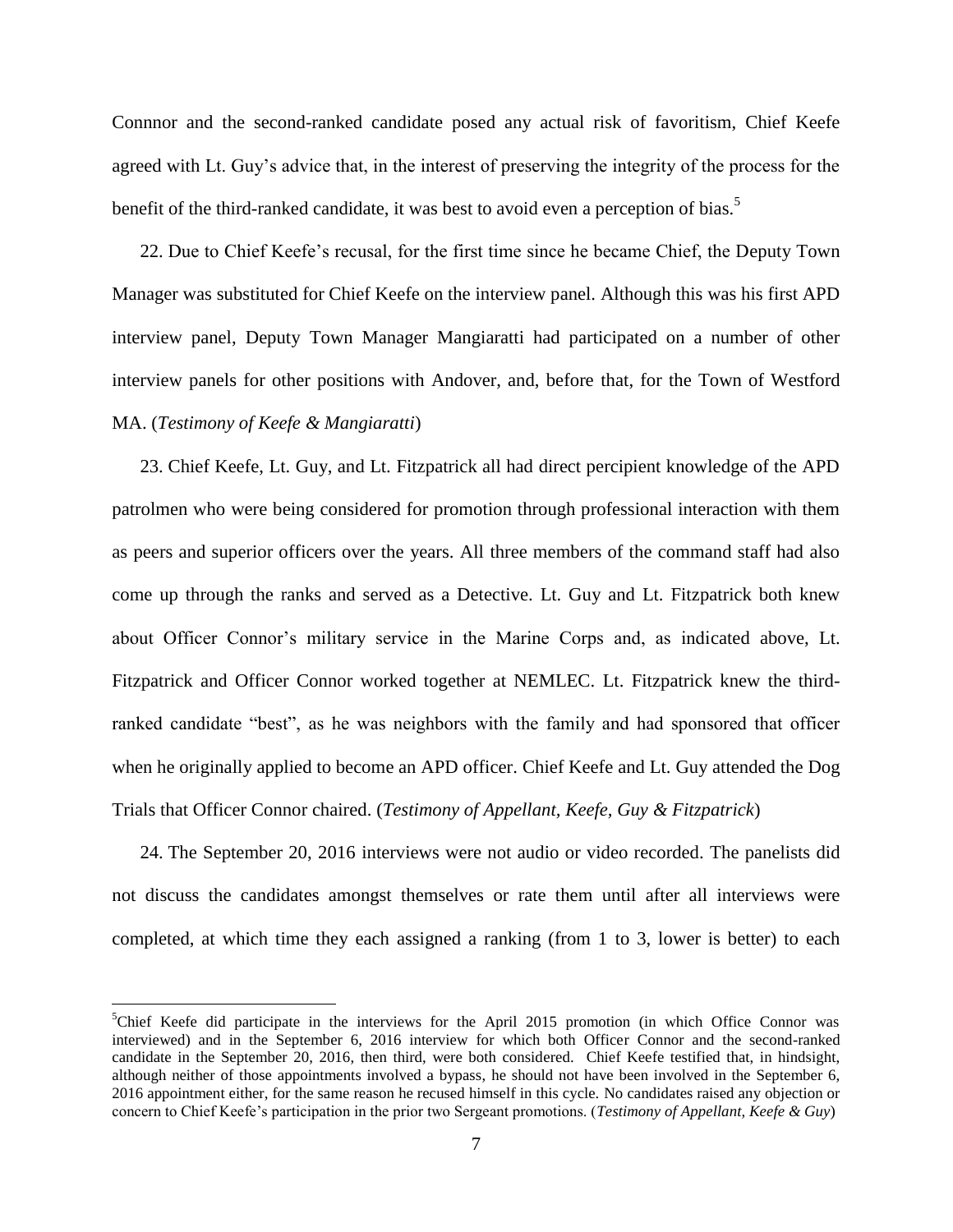Connnor and the second-ranked candidate posed any actual risk of favoritism, Chief Keefe agreed with Lt. Guy's advice that, in the interest of preserving the integrity of the process for the benefit of the third-ranked candidate, it was best to avoid even a perception of bias.[5]

22. Due to Chief Keefe's recusal, for the first time since he became Chief, the Deputy Town Manager was substituted for Chief Keefe on the interview panel. Although this was his first APD interview panel, Deputy Town Manager Mangiaratti had participated on a number of other interview panels for other positions with Andover, and, before that, for the Town of Westford MA. (*Testimony of Keefe & Mangiaratti*)

23. Chief Keefe, Lt. Guy, and Lt. Fitzpatrick all had direct percipient knowledge of the APD patrolmen who were being considered for promotion through professional interaction with them as peers and superior officers over the years. All three members of the command staff had also come up through the ranks and served as a Detective. Lt. Guy and Lt. Fitzpatrick both knew about Officer Connor's military service in the Marine Corps and, as indicated above, Lt. Fitzpatrick and Officer Connor worked together at NEMLEC. Lt. Fitzpatrick knew the third-ranked candidate "best", as he was neighbors with the family and had sponsored that officer when he originally applied to become an APD officer. Chief Keefe and Lt. Guy attended the Dog Trials that Officer Connor chaired. (*Testimony of Appellant, Keefe, Guy & Fitzpatrick*)

24. The September 20, 2016 interviews were not audio or video recorded. The panelists did not discuss the candidates amongst themselves or rate them until after all interviews were completed, at which time they each assigned a ranking (from 1 to 3, lower is better) to each

---

[5]Chief Keefe did participate in the interviews for the April 2015 promotion (in which Office Connor was interviewed) and in the September 6, 2016 interview for which both Officer Connor and the second-ranked candidate in the September 20, 2016, then third, were both considered. Chief Keefe testified that, in hindsight, although neither of those appointments involved a bypass, he should not have been involved in the September 6, 2016 appointment either, for the same reason he recused himself in this cycle. No candidates raised any objection or concern to Chief Keefe's participation in the prior two Sergeant promotions. (*Testimony of Appellant, Keefe & Guy*)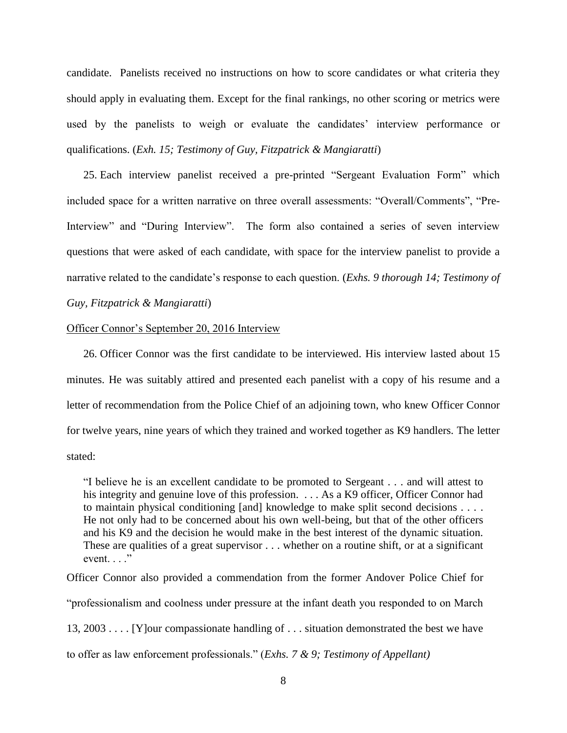candidate. Panelists received no instructions on how to score candidates or what criteria they should apply in evaluating them. Except for the final rankings, no other scoring or metrics were used by the panelists to weigh or evaluate the candidates' interview performance or qualifications. (*Exh. 15; Testimony of Guy, Fitzpatrick & Mangiaratti*)

25. Each interview panelist received a pre-printed "Sergeant Evaluation Form" which included space for a written narrative on three overall assessments: "Overall/Comments", "Pre-Interview" and "During Interview". The form also contained a series of seven interview questions that were asked of each candidate, with space for the interview panelist to provide a narrative related to the candidate's response to each question. (*Exhs. 9 thorough 14; Testimony of Guy, Fitzpatrick & Mangiaratti*)

Officer Connor's September 20, 2016 Interview

26. Officer Connor was the first candidate to be interviewed. His interview lasted about 15 minutes. He was suitably attired and presented each panelist with a copy of his resume and a letter of recommendation from the Police Chief of an adjoining town, who knew Officer Connor for twelve years, nine years of which they trained and worked together as K9 handlers. The letter stated:

> "I believe he is an excellent candidate to be promoted to Sergeant . . . and will attest to his integrity and genuine love of this profession. . . . As a K9 officer, Officer Connor had to maintain physical conditioning [and] knowledge to make split second decisions . . . . He not only had to be concerned about his own well-being, but that of the other officers and his K9 and the decision he would make in the best interest of the dynamic situation. These are qualities of a great supervisor . . . whether on a routine shift, or at a significant event. . . ."

Officer Connor also provided a commendation from the former Andover Police Chief for "professionalism and coolness under pressure at the infant death you responded to on March 13, 2003 . . . . [Y]our compassionate handling of . . . situation demonstrated the best we have to offer as law enforcement professionals." (*Exhs. 7 & 9; Testimony of Appellant)*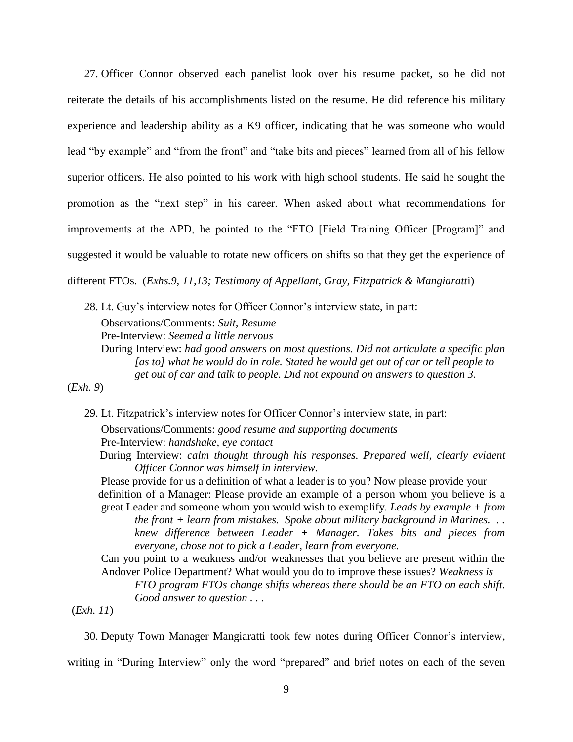27. Officer Connor observed each panelist look over his resume packet, so he did not reiterate the details of his accomplishments listed on the resume. He did reference his military experience and leadership ability as a K9 officer, indicating that he was someone who would lead "by example" and "from the front" and "take bits and pieces" learned from all of his fellow superior officers. He also pointed to his work with high school students. He said he sought the promotion as the "next step" in his career. When asked about what recommendations for improvements at the APD, he pointed to the "FTO [Field Training Officer [Program]" and suggested it would be valuable to rotate new officers on shifts so that they get the experience of different FTOs. (*Exhs.9, 11,13; Testimony of Appellant, Gray, Fitzpatrick & Mangiaratti*)

28. Lt. Guy's interview notes for Officer Connor's interview state, in part:

> Observations/Comments: *Suit, Resume*
> Pre-Interview: *Seemed a little nervous*
> During Interview: *had good answers on most questions. Did not articulate a specific plan [as to] what he would do in role. Stated he would get out of car or tell people to get out of car and talk to people. Did not expound on answers to question 3.*

(*Exh. 9*)

29. Lt. Fitzpatrick's interview notes for Officer Connor's interview state, in part:

> Observations/Comments: *good resume and supporting documents*
> Pre-Interview: *handshake, eye contact*
> During Interview: *calm thought through his responses. Prepared well, clearly evident Officer Connor was himself in interview.*
> Please provide for us a definition of what a leader is to you? Now please provide your definition of a Manager: Please provide an example of a person whom you believe is a great Leader and someone whom you would wish to exemplify. *Leads by example + from the front + learn from mistakes. Spoke about military background in Marines. . . knew difference between Leader + Manager. Takes bits and pieces from everyone, chose not to pick a Leader, learn from everyone.*
> Can you point to a weakness and/or weaknesses that you believe are present within the Andover Police Department? What would you do to improve these issues? *Weakness is FTO program FTOs change shifts whereas there should be an FTO on each shift. Good answer to question . . .*

(*Exh. 11*)

30. Deputy Town Manager Mangiaratti took few notes during Officer Connor's interview, writing in "During Interview" only the word "prepared" and brief notes on each of the seven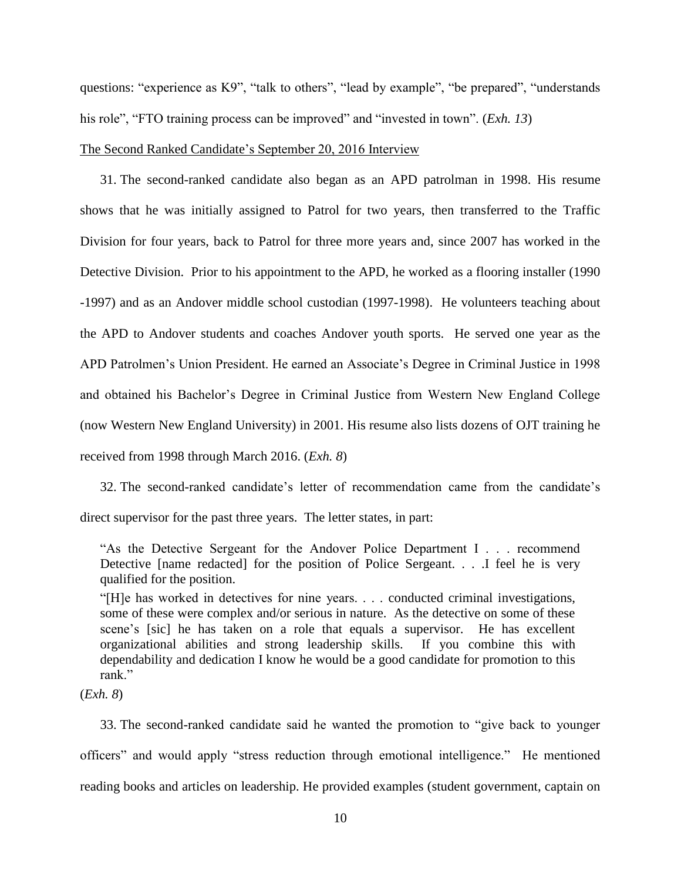questions: “experience as K9”, “talk to others”, “lead by example”, “be prepared”, “understands his role”, “FTO training process can be improved” and “invested in town”. (*Exh. 13*)

<u>The Second Ranked Candidate’s September 20, 2016 Interview</u>

31. The second-ranked candidate also began as an APD patrolman in 1998. His resume shows that he was initially assigned to Patrol for two years, then transferred to the Traffic Division for four years, back to Patrol for three more years and, since 2007 has worked in the Detective Division. Prior to his appointment to the APD, he worked as a flooring installer (1990 -1997) and as an Andover middle school custodian (1997-1998). He volunteers teaching about the APD to Andover students and coaches Andover youth sports. He served one year as the APD Patrolmen’s Union President. He earned an Associate’s Degree in Criminal Justice in 1998 and obtained his Bachelor’s Degree in Criminal Justice from Western New England College (now Western New England University) in 2001. His resume also lists dozens of OJT training he received from 1998 through March 2016. (*Exh. 8*)

32. The second-ranked candidate’s letter of recommendation came from the candidate’s direct supervisor for the past three years. The letter states, in part:

> “As the Detective Sergeant for the Andover Police Department I . . . recommend Detective [name redacted] for the position of Police Sergeant. . . .I feel he is very qualified for the position.
>
> “[H]e has worked in detectives for nine years. . . . conducted criminal investigations, some of these were complex and/or serious in nature. As the detective on some of these scene’s [sic] he has taken on a role that equals a supervisor. He has excellent organizational abilities and strong leadership skills. If you combine this with dependability and dedication I know he would be a good candidate for promotion to this rank.”

(*Exh. 8*)

33. The second-ranked candidate said he wanted the promotion to “give back to younger officers” and would apply “stress reduction through emotional intelligence.” He mentioned reading books and articles on leadership. He provided examples (student government, captain on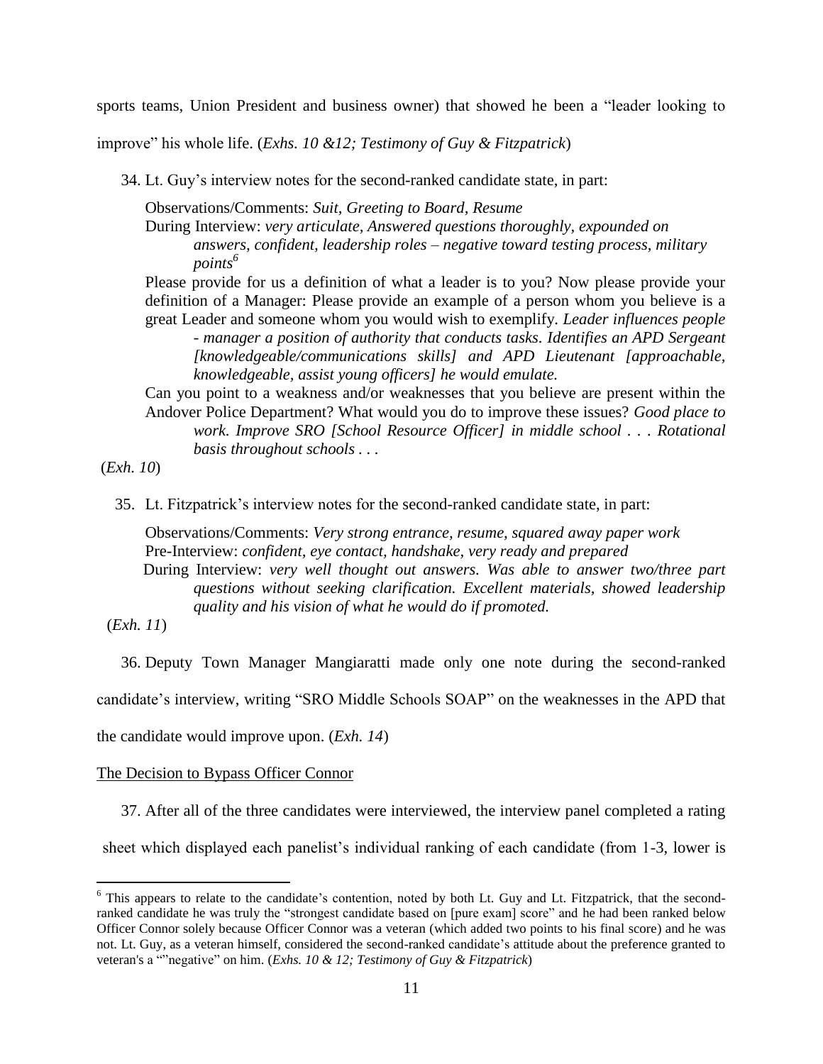sports teams, Union President and business owner) that showed he been a "leader looking to improve" his whole life. (*Exhs. 10 &12; Testimony of Guy & Fitzpatrick*)

34. Lt. Guy's interview notes for the second-ranked candidate state, in part:

> Observations/Comments: *Suit, Greeting to Board, Resume*
> During Interview: *very articulate, Answered questions thoroughly, expounded on answers, confident, leadership roles – negative toward testing process, military points*[6]
> Please provide for us a definition of what a leader is to you? Now please provide your definition of a Manager: Please provide an example of a person whom you believe is a great Leader and someone whom you would wish to exemplify. *Leader influences people - manager a position of authority that conducts tasks. Identifies an APD Sergeant [knowledgeable/communications skills] and APD Lieutenant [approachable, knowledgeable, assist young officers] he would emulate.*
> Can you point to a weakness and/or weaknesses that you believe are present within the Andover Police Department? What would you do to improve these issues? *Good place to work. Improve SRO [School Resource Officer] in middle school . . . Rotational basis throughout schools . . .*

(*Exh. 10*)

35. Lt. Fitzpatrick's interview notes for the second-ranked candidate state, in part:

> Observations/Comments: *Very strong entrance, resume, squared away paper work*
> Pre-Interview: *confident, eye contact, handshake, very ready and prepared*
> During Interview: *very well thought out answers. Was able to answer two/three part questions without seeking clarification. Excellent materials, showed leadership quality and his vision of what he would do if promoted.*

(*Exh. 11*)

36. Deputy Town Manager Mangiaratti made only one note during the second-ranked candidate's interview, writing "SRO Middle Schools SOAP" on the weaknesses in the APD that the candidate would improve upon. (*Exh. 14*)

<u>The Decision to Bypass Officer Connor</u>

37. After all of the three candidates were interviewed, the interview panel completed a rating sheet which displayed each panelist's individual ranking of each candidate (from 1-3, lower is

---

[6] This appears to relate to the candidate's contention, noted by both Lt. Guy and Lt. Fitzpatrick, that the second-ranked candidate he was truly the "strongest candidate based on [pure exam] score" and he had been ranked below Officer Connor solely because Officer Connor was a veteran (which added two points to his final score) and he was not. Lt. Guy, as a veteran himself, considered the second-ranked candidate's attitude about the preference granted to veteran's a ""negative" on him. (*Exhs. 10 & 12; Testimony of Guy & Fitzpatrick*)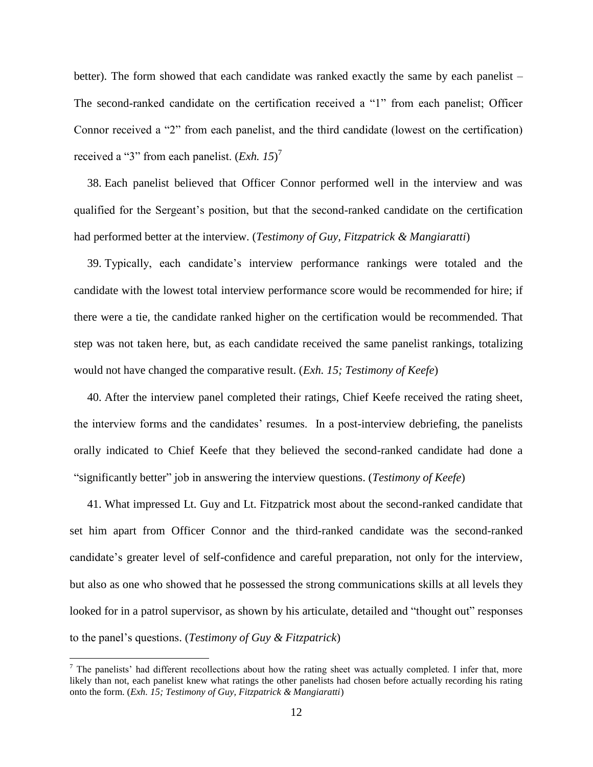better). The form showed that each candidate was ranked exactly the same by each panelist – The second-ranked candidate on the certification received a "1" from each panelist; Officer Connor received a "2" from each panelist, and the third candidate (lowest on the certification) received a "3" from each panelist. (*Exh. 15*)[7]

38. Each panelist believed that Officer Connor performed well in the interview and was qualified for the Sergeant's position, but that the second-ranked candidate on the certification had performed better at the interview. (*Testimony of Guy, Fitzpatrick & Mangiaratti*)

39. Typically, each candidate's interview performance rankings were totaled and the candidate with the lowest total interview performance score would be recommended for hire; if there were a tie, the candidate ranked higher on the certification would be recommended. That step was not taken here, but, as each candidate received the same panelist rankings, totalizing would not have changed the comparative result. (*Exh. 15; Testimony of Keefe*)

40. After the interview panel completed their ratings, Chief Keefe received the rating sheet, the interview forms and the candidates' resumes. In a post-interview debriefing, the panelists orally indicated to Chief Keefe that they believed the second-ranked candidate had done a "significantly better" job in answering the interview questions. (*Testimony of Keefe*)

41. What impressed Lt. Guy and Lt. Fitzpatrick most about the second-ranked candidate that set him apart from Officer Connor and the third-ranked candidate was the second-ranked candidate's greater level of self-confidence and careful preparation, not only for the interview, but also as one who showed that he possessed the strong communications skills at all levels they looked for in a patrol supervisor, as shown by his articulate, detailed and "thought out" responses to the panel's questions. (*Testimony of Guy & Fitzpatrick*)

---

[7] The panelists' had different recollections about how the rating sheet was actually completed. I infer that, more likely than not, each panelist knew what ratings the other panelists had chosen before actually recording his rating onto the form. (*Exh. 15; Testimony of Guy, Fitzpatrick & Mangiaratti*)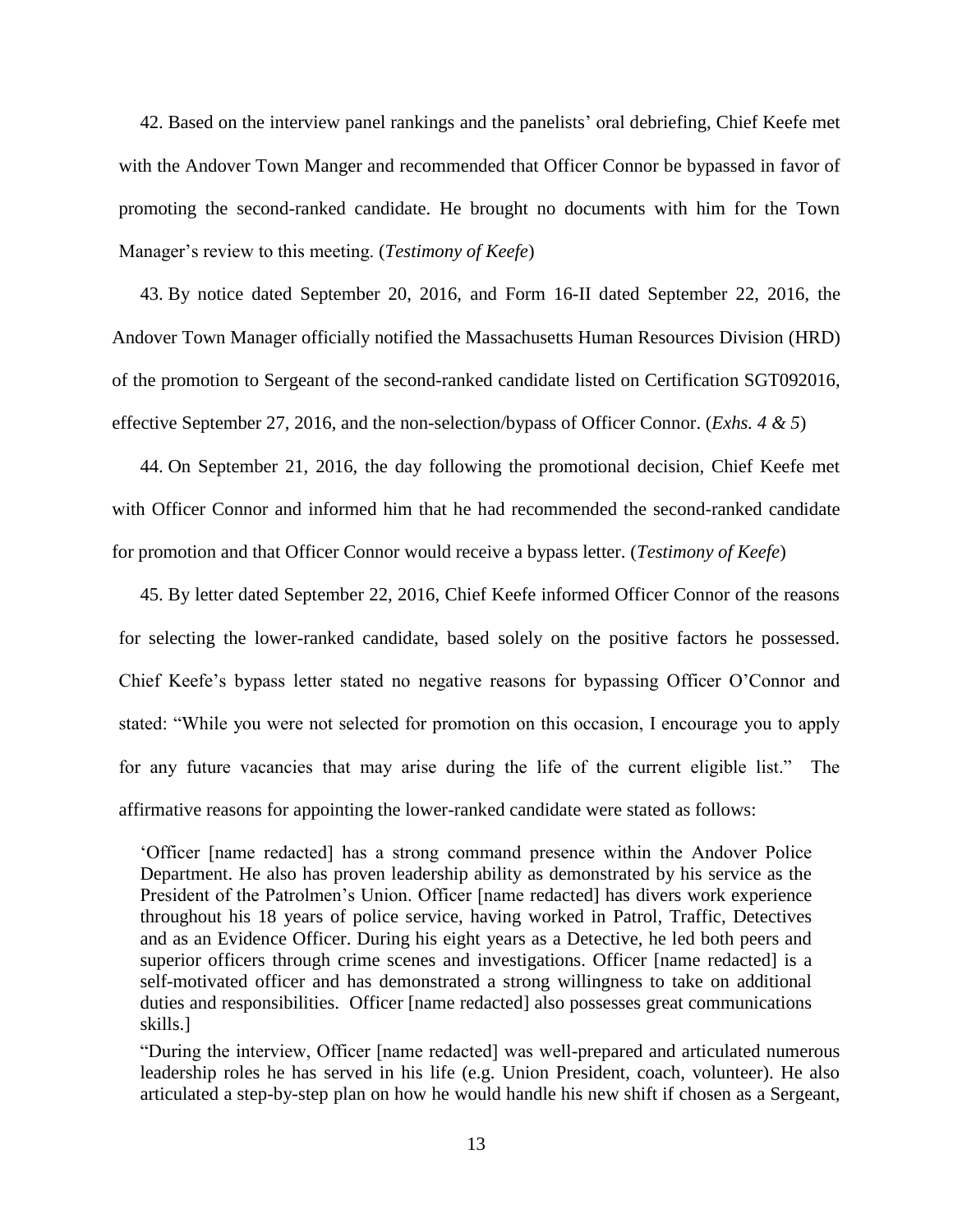42. Based on the interview panel rankings and the panelists' oral debriefing, Chief Keefe met with the Andover Town Manger and recommended that Officer Connor be bypassed in favor of promoting the second-ranked candidate. He brought no documents with him for the Town Manager's review to this meeting. (*Testimony of Keefe*)

43. By notice dated September 20, 2016, and Form 16-II dated September 22, 2016, the Andover Town Manager officially notified the Massachusetts Human Resources Division (HRD) of the promotion to Sergeant of the second-ranked candidate listed on Certification SGT092016, effective September 27, 2016, and the non-selection/bypass of Officer Connor. (*Exhs. 4 & 5*)

44. On September 21, 2016, the day following the promotional decision, Chief Keefe met with Officer Connor and informed him that he had recommended the second-ranked candidate for promotion and that Officer Connor would receive a bypass letter. (*Testimony of Keefe*)

45. By letter dated September 22, 2016, Chief Keefe informed Officer Connor of the reasons for selecting the lower-ranked candidate, based solely on the positive factors he possessed. Chief Keefe's bypass letter stated no negative reasons for bypassing Officer O'Connor and stated: "While you were not selected for promotion on this occasion, I encourage you to apply for any future vacancies that may arise during the life of the current eligible list." The affirmative reasons for appointing the lower-ranked candidate were stated as follows:

> 'Officer [name redacted] has a strong command presence within the Andover Police Department. He also has proven leadership ability as demonstrated by his service as the President of the Patrolmen's Union. Officer [name redacted] has divers work experience throughout his 18 years of police service, having worked in Patrol, Traffic, Detectives and as an Evidence Officer. During his eight years as a Detective, he led both peers and superior officers through crime scenes and investigations. Officer [name redacted] is a self-motivated officer and has demonstrated a strong willingness to take on additional duties and responsibilities. Officer [name redacted] also possesses great communications skills.]
>
> "During the interview, Officer [name redacted] was well-prepared and articulated numerous leadership roles he has served in his life (e.g. Union President, coach, volunteer). He also articulated a step-by-step plan on how he would handle his new shift if chosen as a Sergeant,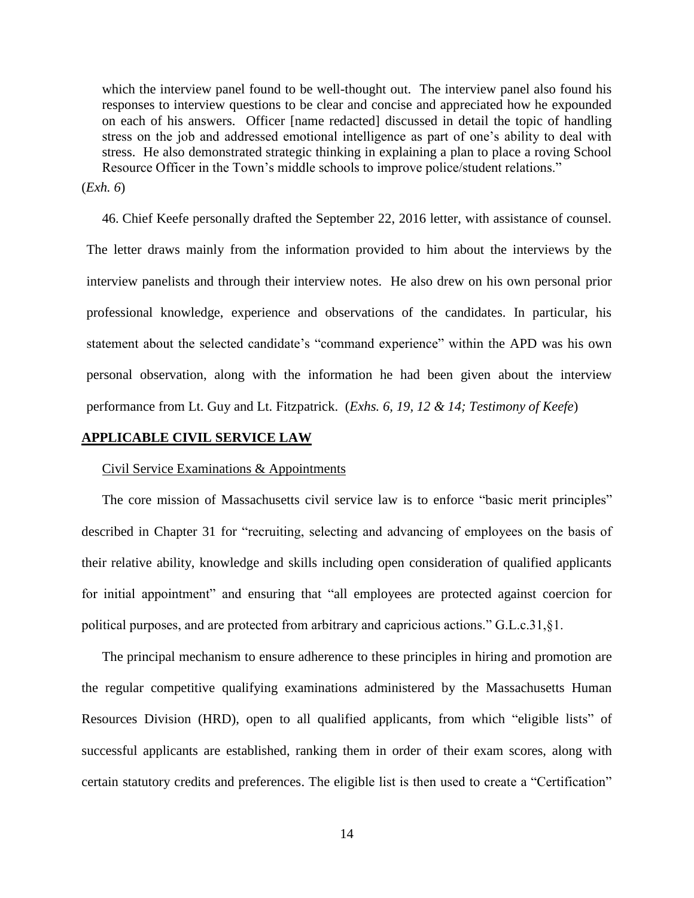> which the interview panel found to be well-thought out. The interview panel also found his responses to interview questions to be clear and concise and appreciated how he expounded on each of his answers. Officer [name redacted] discussed in detail the topic of handling stress on the job and addressed emotional intelligence as part of one's ability to deal with stress. He also demonstrated strategic thinking in explaining a plan to place a roving School Resource Officer in the Town's middle schools to improve police/student relations."

(*Exh. 6*)

46. Chief Keefe personally drafted the September 22, 2016 letter, with assistance of counsel. The letter draws mainly from the information provided to him about the interviews by the interview panelists and through their interview notes. He also drew on his own personal prior professional knowledge, experience and observations of the candidates. In particular, his statement about the selected candidate's "command experience" within the APD was his own personal observation, along with the information he had been given about the interview performance from Lt. Guy and Lt. Fitzpatrick. (*Exhs. 6, 19, 12 & 14; Testimony of Keefe*)

## APPLICABLE CIVIL SERVICE LAW

### Civil Service Examinations & Appointments

The core mission of Massachusetts civil service law is to enforce "basic merit principles" described in Chapter 31 for "recruiting, selecting and advancing of employees on the basis of their relative ability, knowledge and skills including open consideration of qualified applicants for initial appointment" and ensuring that "all employees are protected against coercion for political purposes, and are protected from arbitrary and capricious actions." G.L.c.31,§1.

The principal mechanism to ensure adherence to these principles in hiring and promotion are the regular competitive qualifying examinations administered by the Massachusetts Human Resources Division (HRD), open to all qualified applicants, from which "eligible lists" of successful applicants are established, ranking them in order of their exam scores, along with certain statutory credits and preferences. The eligible list is then used to create a "Certification"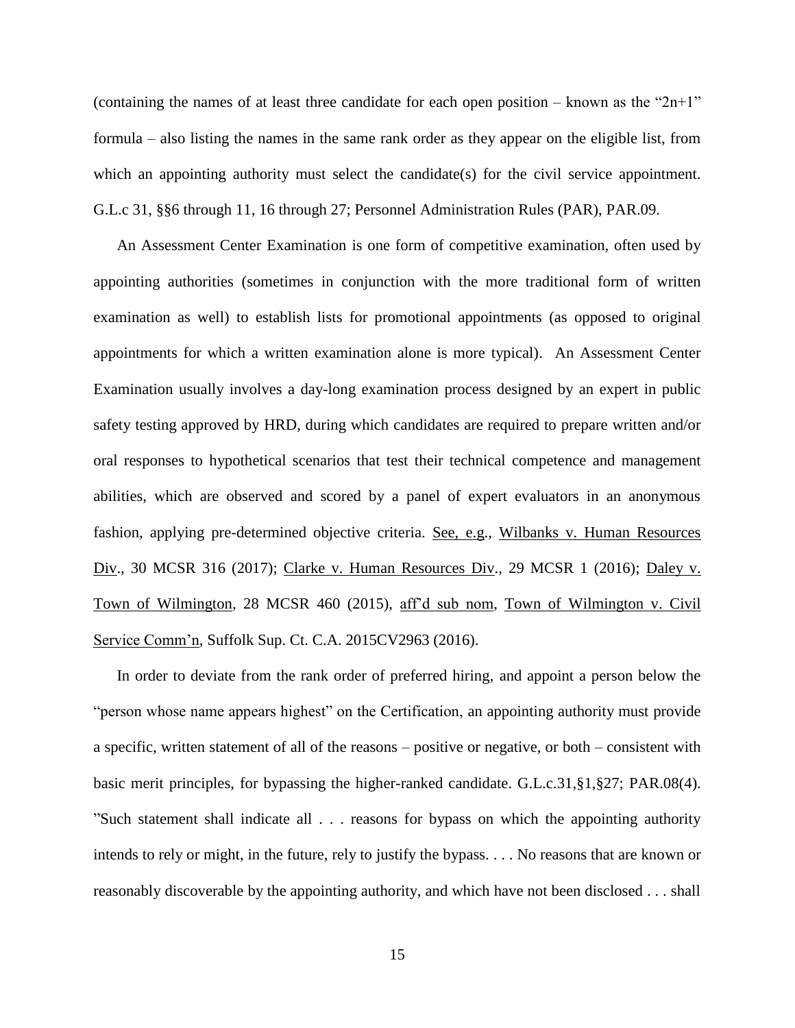(containing the names of at least three candidate for each open position – known as the "2n+1" formula – also listing the names in the same rank order as they appear on the eligible list, from which an appointing authority must select the candidate(s) for the civil service appointment. G.L.c 31, §§6 through 11, 16 through 27; Personnel Administration Rules (PAR), PAR.09.

An Assessment Center Examination is one form of competitive examination, often used by appointing authorities (sometimes in conjunction with the more traditional form of written examination as well) to establish lists for promotional appointments (as opposed to original appointments for which a written examination alone is more typical). An Assessment Center Examination usually involves a day-long examination process designed by an expert in public safety testing approved by HRD, during which candidates are required to prepare written and/or oral responses to hypothetical scenarios that test their technical competence and management abilities, which are observed and scored by a panel of expert evaluators in an anonymous fashion, applying pre-determined objective criteria. See, e.g., Wilbanks v. Human Resources Div., 30 MCSR 316 (2017); Clarke v. Human Resources Div., 29 MCSR 1 (2016); Daley v. Town of Wilmington, 28 MCSR 460 (2015), aff'd sub nom, Town of Wilmington v. Civil Service Comm'n, Suffolk Sup. Ct. C.A. 2015CV2963 (2016).

In order to deviate from the rank order of preferred hiring, and appoint a person below the "person whose name appears highest" on the Certification, an appointing authority must provide a specific, written statement of all of the reasons – positive or negative, or both – consistent with basic merit principles, for bypassing the higher-ranked candidate. G.L.c.31,§1,§27; PAR.08(4). "Such statement shall indicate all . . . reasons for bypass on which the appointing authority intends to rely or might, in the future, rely to justify the bypass. . . . No reasons that are known or reasonably discoverable by the appointing authority, and which have not been disclosed . . . shall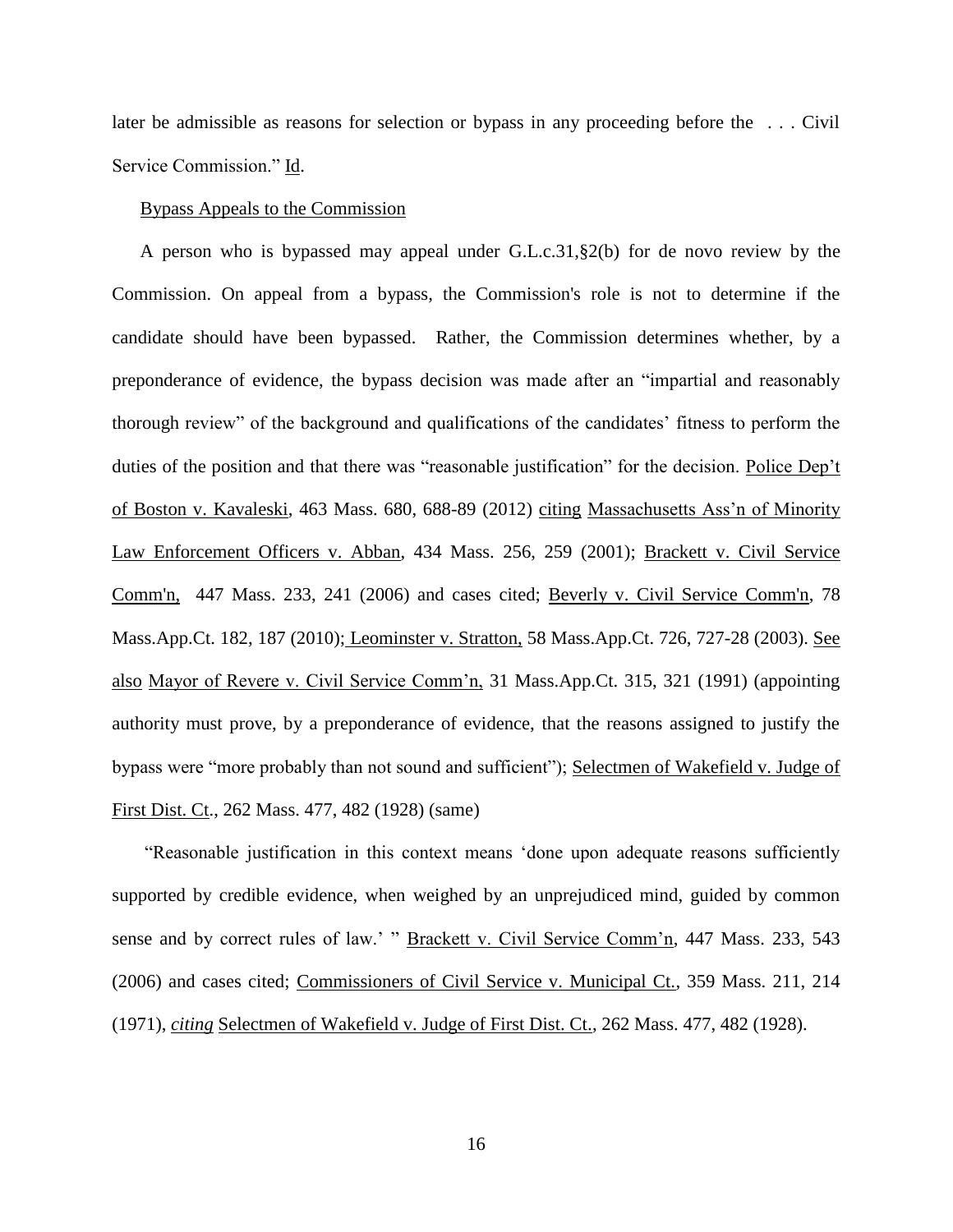later be admissible as reasons for selection or bypass in any proceeding before the . . . Civil Service Commission." Id.

Bypass Appeals to the Commission

A person who is bypassed may appeal under G.L.c.31,§2(b) for de novo review by the Commission. On appeal from a bypass, the Commission's role is not to determine if the candidate should have been bypassed. Rather, the Commission determines whether, by a preponderance of evidence, the bypass decision was made after an "impartial and reasonably thorough review" of the background and qualifications of the candidates' fitness to perform the duties of the position and that there was "reasonable justification" for the decision. Police Dep't of Boston v. Kavaleski, 463 Mass. 680, 688-89 (2012) citing Massachusetts Ass'n of Minority Law Enforcement Officers v. Abban, 434 Mass. 256, 259 (2001); Brackett v. Civil Service Comm'n, 447 Mass. 233, 241 (2006) and cases cited; Beverly v. Civil Service Comm'n, 78 Mass.App.Ct. 182, 187 (2010); Leominster v. Stratton, 58 Mass.App.Ct. 726, 727-28 (2003). See also Mayor of Revere v. Civil Service Comm'n, 31 Mass.App.Ct. 315, 321 (1991) (appointing authority must prove, by a preponderance of evidence, that the reasons assigned to justify the bypass were "more probably than not sound and sufficient"); Selectmen of Wakefield v. Judge of First Dist. Ct., 262 Mass. 477, 482 (1928) (same)

"Reasonable justification in this context means 'done upon adequate reasons sufficiently supported by credible evidence, when weighed by an unprejudiced mind, guided by common sense and by correct rules of law.' " Brackett v. Civil Service Comm'n, 447 Mass. 233, 543 (2006) and cases cited; Commissioners of Civil Service v. Municipal Ct., 359 Mass. 211, 214 (1971), *citing* Selectmen of Wakefield v. Judge of First Dist. Ct., 262 Mass. 477, 482 (1928).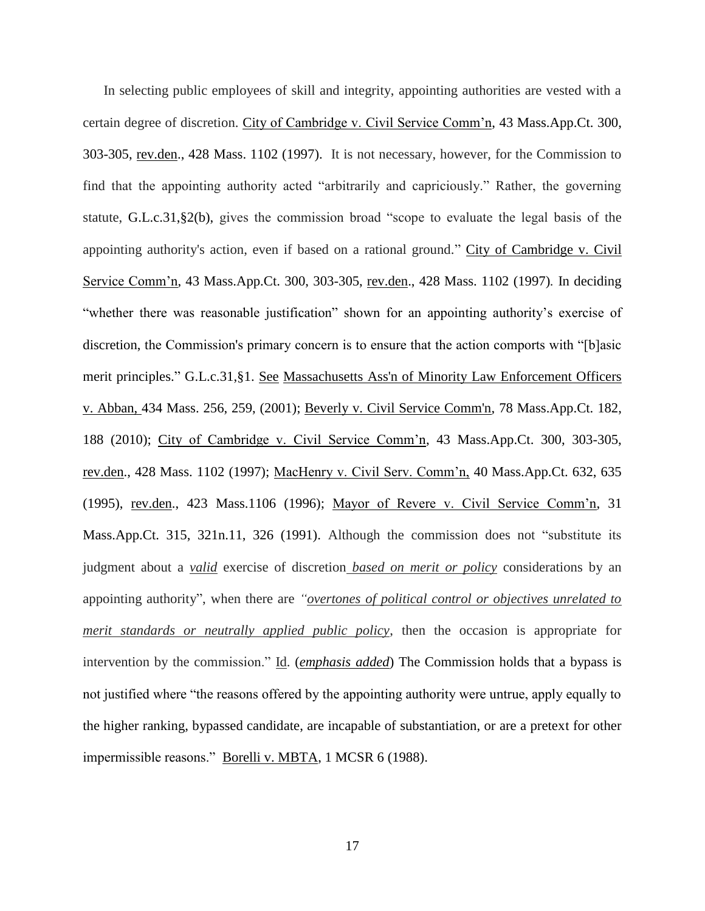In selecting public employees of skill and integrity, appointing authorities are vested with a certain degree of discretion. City of Cambridge v. Civil Service Comm'n, 43 Mass.App.Ct. 300, 303-305, rev.den., 428 Mass. 1102 (1997). It is not necessary, however, for the Commission to find that the appointing authority acted "arbitrarily and capriciously." Rather, the governing statute, G.L.c.31,§2(b), gives the commission broad "scope to evaluate the legal basis of the appointing authority's action, even if based on a rational ground." City of Cambridge v. Civil Service Comm'n, 43 Mass.App.Ct. 300, 303-305, rev.den., 428 Mass. 1102 (1997). In deciding "whether there was reasonable justification" shown for an appointing authority's exercise of discretion, the Commission's primary concern is to ensure that the action comports with "[b]asic merit principles." G.L.c.31,§1. See Massachusetts Ass'n of Minority Law Enforcement Officers v. Abban, 434 Mass. 256, 259, (2001); Beverly v. Civil Service Comm'n, 78 Mass.App.Ct. 182, 188 (2010); City of Cambridge v. Civil Service Comm'n, 43 Mass.App.Ct. 300, 303-305, rev.den., 428 Mass. 1102 (1997); MacHenry v. Civil Serv. Comm'n, 40 Mass.App.Ct. 632, 635 (1995), rev.den., 423 Mass.1106 (1996); Mayor of Revere v. Civil Service Comm'n, 31 Mass.App.Ct. 315, 321n.11, 326 (1991). Although the commission does not "substitute its judgment about a ***valid*** exercise of discretion ***based on merit or policy*** considerations by an appointing authority", when there are *"overtones of political control or objectives unrelated to merit standards or neutrally applied public policy*, then the occasion is appropriate for intervention by the commission." Id. (***emphasis added***) The Commission holds that a bypass is not justified where "the reasons offered by the appointing authority were untrue, apply equally to the higher ranking, bypassed candidate, are incapable of substantiation, or are a pretext for other impermissible reasons." Borelli v. MBTA, 1 MCSR 6 (1988).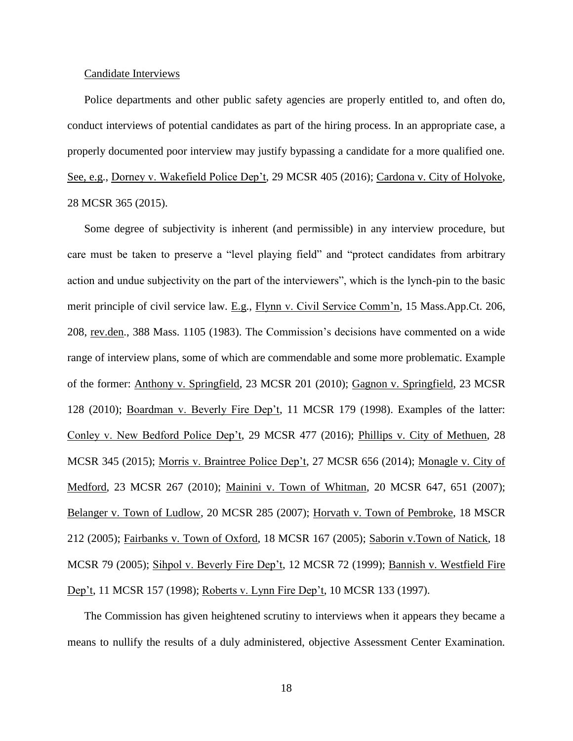Candidate Interviews

Police departments and other public safety agencies are properly entitled to, and often do, conduct interviews of potential candidates as part of the hiring process. In an appropriate case, a properly documented poor interview may justify bypassing a candidate for a more qualified one. See, e.g., Dorney v. Wakefield Police Dep't, 29 MCSR 405 (2016); Cardona v. City of Holyoke, 28 MCSR 365 (2015).

Some degree of subjectivity is inherent (and permissible) in any interview procedure, but care must be taken to preserve a "level playing field" and "protect candidates from arbitrary action and undue subjectivity on the part of the interviewers", which is the lynch-pin to the basic merit principle of civil service law. E.g., Flynn v. Civil Service Comm'n, 15 Mass.App.Ct. 206, 208, rev.den., 388 Mass. 1105 (1983). The Commission's decisions have commented on a wide range of interview plans, some of which are commendable and some more problematic. Example of the former: Anthony v. Springfield, 23 MCSR 201 (2010); Gagnon v. Springfield, 23 MCSR 128 (2010); Boardman v. Beverly Fire Dep't, 11 MCSR 179 (1998). Examples of the latter: Conley v. New Bedford Police Dep't, 29 MCSR 477 (2016); Phillips v. City of Methuen, 28 MCSR 345 (2015); Morris v. Braintree Police Dep't, 27 MCSR 656 (2014); Monagle v. City of Medford, 23 MCSR 267 (2010); Mainini v. Town of Whitman, 20 MCSR 647, 651 (2007); Belanger v. Town of Ludlow, 20 MCSR 285 (2007); Horvath v. Town of Pembroke, 18 MSCR 212 (2005); Fairbanks v. Town of Oxford, 18 MCSR 167 (2005); Saborin v.Town of Natick, 18 MCSR 79 (2005); Sihpol v. Beverly Fire Dep't, 12 MCSR 72 (1999); Bannish v. Westfield Fire Dep't, 11 MCSR 157 (1998); Roberts v. Lynn Fire Dep't, 10 MCSR 133 (1997).

The Commission has given heightened scrutiny to interviews when it appears they became a means to nullify the results of a duly administered, objective Assessment Center Examination.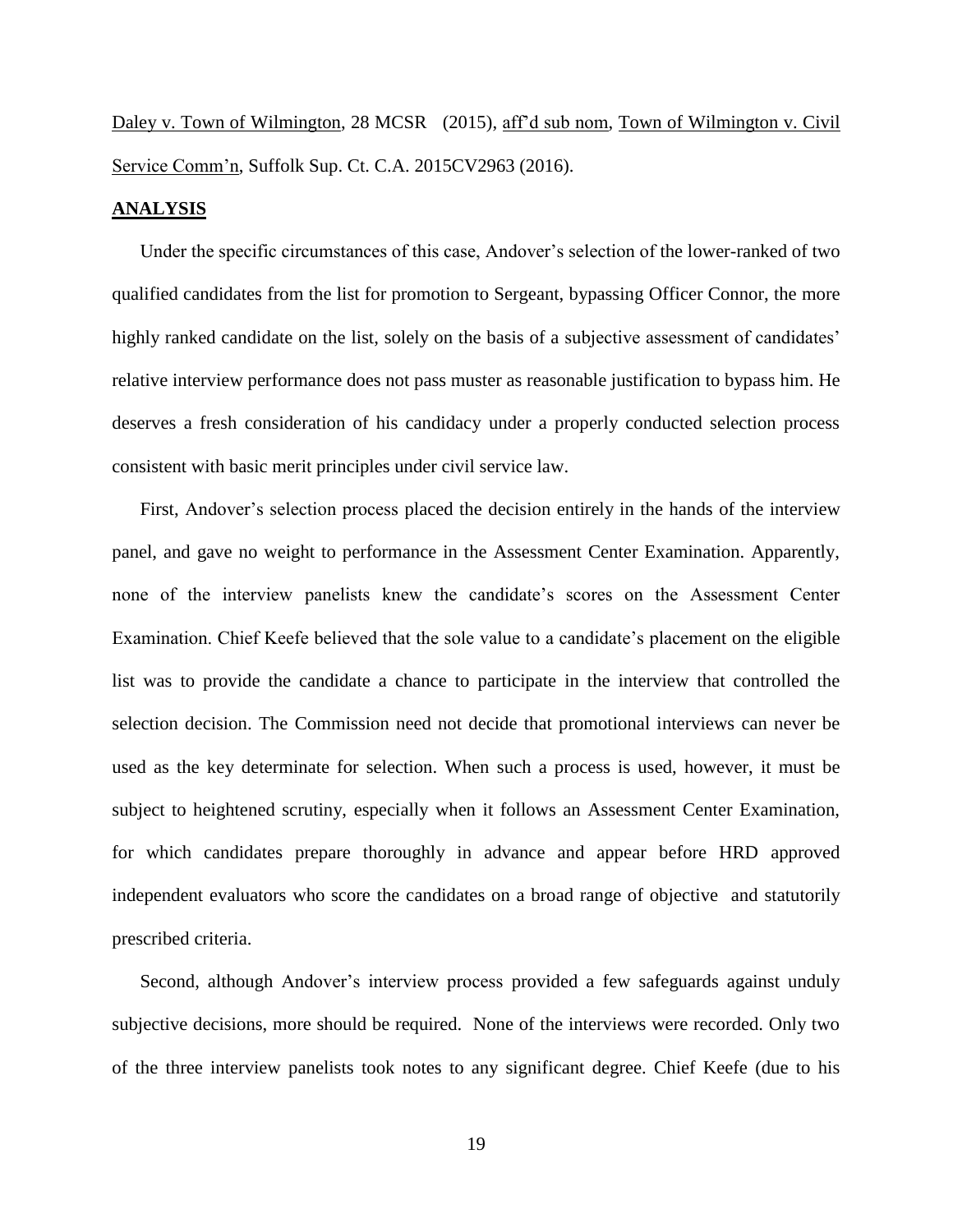Daley v. Town of Wilmington, 28 MCSR (2015), aff'd sub nom, Town of Wilmington v. Civil Service Comm'n, Suffolk Sup. Ct. C.A. 2015CV2963 (2016).

**ANALYSIS**

Under the specific circumstances of this case, Andover's selection of the lower-ranked of two qualified candidates from the list for promotion to Sergeant, bypassing Officer Connor, the more highly ranked candidate on the list, solely on the basis of a subjective assessment of candidates' relative interview performance does not pass muster as reasonable justification to bypass him. He deserves a fresh consideration of his candidacy under a properly conducted selection process consistent with basic merit principles under civil service law.

First, Andover's selection process placed the decision entirely in the hands of the interview panel, and gave no weight to performance in the Assessment Center Examination. Apparently, none of the interview panelists knew the candidate's scores on the Assessment Center Examination. Chief Keefe believed that the sole value to a candidate's placement on the eligible list was to provide the candidate a chance to participate in the interview that controlled the selection decision. The Commission need not decide that promotional interviews can never be used as the key determinate for selection. When such a process is used, however, it must be subject to heightened scrutiny, especially when it follows an Assessment Center Examination, for which candidates prepare thoroughly in advance and appear before HRD approved independent evaluators who score the candidates on a broad range of objective and statutorily prescribed criteria.

Second, although Andover's interview process provided a few safeguards against unduly subjective decisions, more should be required. None of the interviews were recorded. Only two of the three interview panelists took notes to any significant degree. Chief Keefe (due to his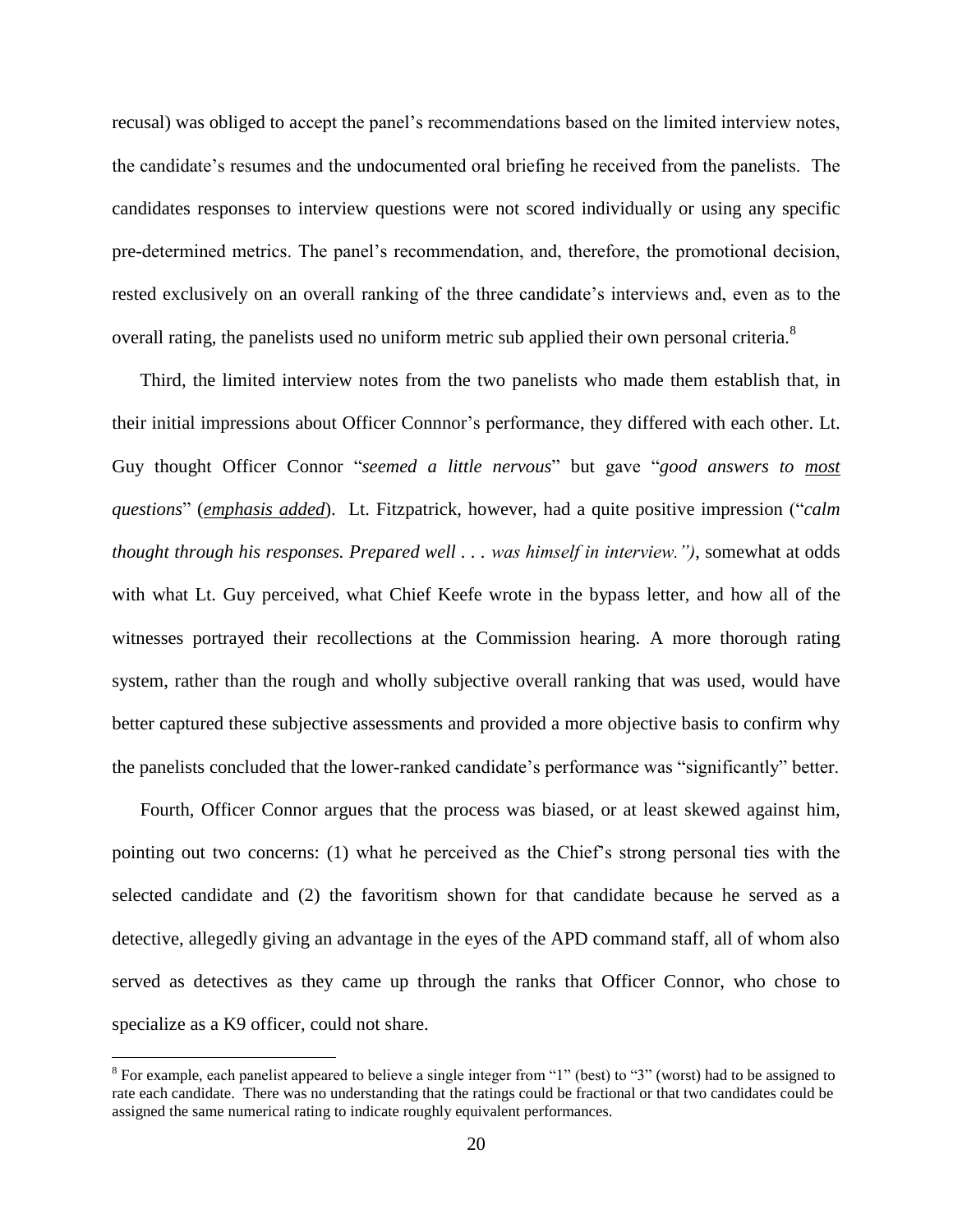recusal) was obliged to accept the panel's recommendations based on the limited interview notes, the candidate's resumes and the undocumented oral briefing he received from the panelists. The candidates responses to interview questions were not scored individually or using any specific pre-determined metrics. The panel's recommendation, and, therefore, the promotional decision, rested exclusively on an overall ranking of the three candidate's interviews and, even as to the overall rating, the panelists used no uniform metric sub applied their own personal criteria.[8]

Third, the limited interview notes from the two panelists who made them establish that, in their initial impressions about Officer Connnor's performance, they differed with each other. Lt. Guy thought Officer Connor "*seemed a little nervous*" but gave "*good answers to <u>most</u> questions*" (*<u>emphasis added</u>*). Lt. Fitzpatrick, however, had a quite positive impression ("*calm thought through his responses. Prepared well . . . was himself in interview.")*, somewhat at odds with what Lt. Guy perceived, what Chief Keefe wrote in the bypass letter, and how all of the witnesses portrayed their recollections at the Commission hearing. A more thorough rating system, rather than the rough and wholly subjective overall ranking that was used, would have better captured these subjective assessments and provided a more objective basis to confirm why the panelists concluded that the lower-ranked candidate's performance was "significantly" better.

Fourth, Officer Connor argues that the process was biased, or at least skewed against him, pointing out two concerns: (1) what he perceived as the Chief's strong personal ties with the selected candidate and (2) the favoritism shown for that candidate because he served as a detective, allegedly giving an advantage in the eyes of the APD command staff, all of whom also served as detectives as they came up through the ranks that Officer Connor, who chose to specialize as a K9 officer, could not share.

[8] For example, each panelist appeared to believe a single integer from "1" (best) to "3" (worst) had to be assigned to rate each candidate. There was no understanding that the ratings could be fractional or that two candidates could be assigned the same numerical rating to indicate roughly equivalent performances.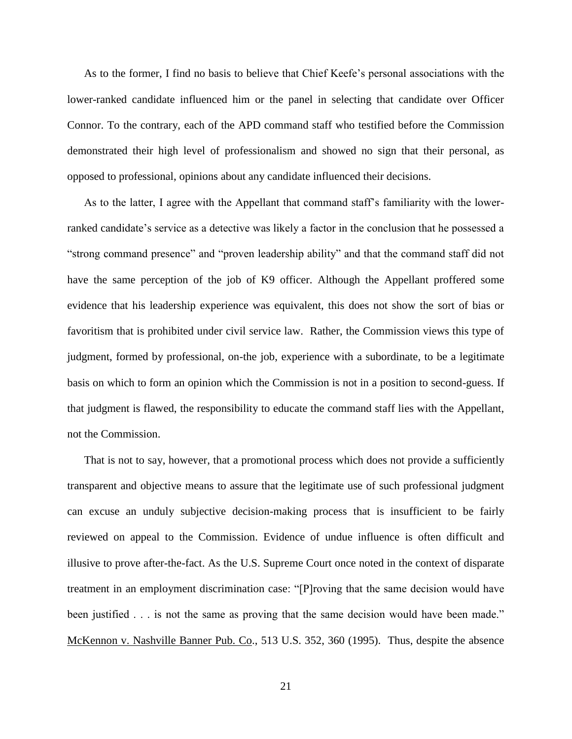As to the former, I find no basis to believe that Chief Keefe's personal associations with the lower-ranked candidate influenced him or the panel in selecting that candidate over Officer Connor. To the contrary, each of the APD command staff who testified before the Commission demonstrated their high level of professionalism and showed no sign that their personal, as opposed to professional, opinions about any candidate influenced their decisions.

As to the latter, I agree with the Appellant that command staff's familiarity with the lower-ranked candidate's service as a detective was likely a factor in the conclusion that he possessed a "strong command presence" and "proven leadership ability" and that the command staff did not have the same perception of the job of K9 officer. Although the Appellant proffered some evidence that his leadership experience was equivalent, this does not show the sort of bias or favoritism that is prohibited under civil service law. Rather, the Commission views this type of judgment, formed by professional, on-the job, experience with a subordinate, to be a legitimate basis on which to form an opinion which the Commission is not in a position to second-guess. If that judgment is flawed, the responsibility to educate the command staff lies with the Appellant, not the Commission.

That is not to say, however, that a promotional process which does not provide a sufficiently transparent and objective means to assure that the legitimate use of such professional judgment can excuse an unduly subjective decision-making process that is insufficient to be fairly reviewed on appeal to the Commission. Evidence of undue influence is often difficult and illusive to prove after-the-fact. As the U.S. Supreme Court once noted in the context of disparate treatment in an employment discrimination case: "[P]roving that the same decision would have been justified . . . is not the same as proving that the same decision would have been made." McKennon v. Nashville Banner Pub. Co., 513 U.S. 352, 360 (1995). Thus, despite the absence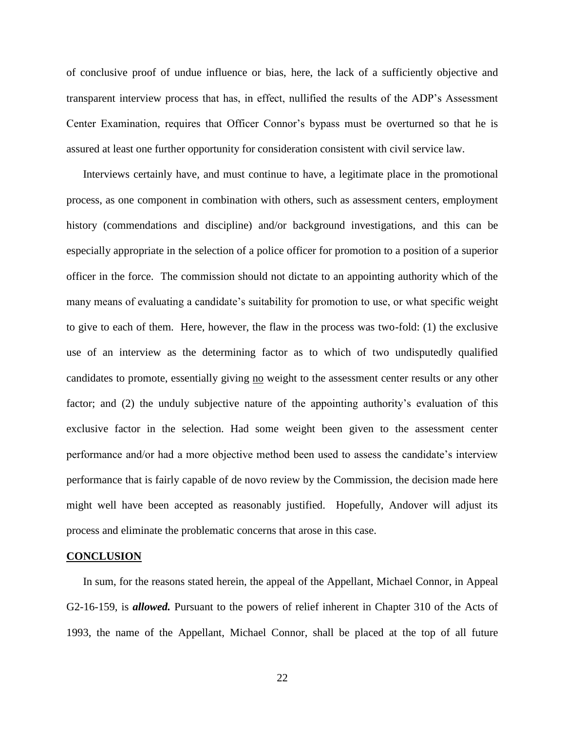of conclusive proof of undue influence or bias, here, the lack of a sufficiently objective and transparent interview process that has, in effect, nullified the results of the ADP's Assessment Center Examination, requires that Officer Connor's bypass must be overturned so that he is assured at least one further opportunity for consideration consistent with civil service law.

Interviews certainly have, and must continue to have, a legitimate place in the promotional process, as one component in combination with others, such as assessment centers, employment history (commendations and discipline) and/or background investigations, and this can be especially appropriate in the selection of a police officer for promotion to a position of a superior officer in the force. The commission should not dictate to an appointing authority which of the many means of evaluating a candidate's suitability for promotion to use, or what specific weight to give to each of them. Here, however, the flaw in the process was two-fold: (1) the exclusive use of an interview as the determining factor as to which of two undisputedly qualified candidates to promote, essentially giving <u>no</u> weight to the assessment center results or any other factor; and (2) the unduly subjective nature of the appointing authority's evaluation of this exclusive factor in the selection. Had some weight been given to the assessment center performance and/or had a more objective method been used to assess the candidate's interview performance that is fairly capable of de novo review by the Commission, the decision made here might well have been accepted as reasonably justified. Hopefully, Andover will adjust its process and eliminate the problematic concerns that arose in this case.

**<u>CONCLUSION</u>**

In sum, for the reasons stated herein, the appeal of the Appellant, Michael Connor, in Appeal G2-16-159, is ***allowed.*** Pursuant to the powers of relief inherent in Chapter 310 of the Acts of 1993, the name of the Appellant, Michael Connor, shall be placed at the top of all future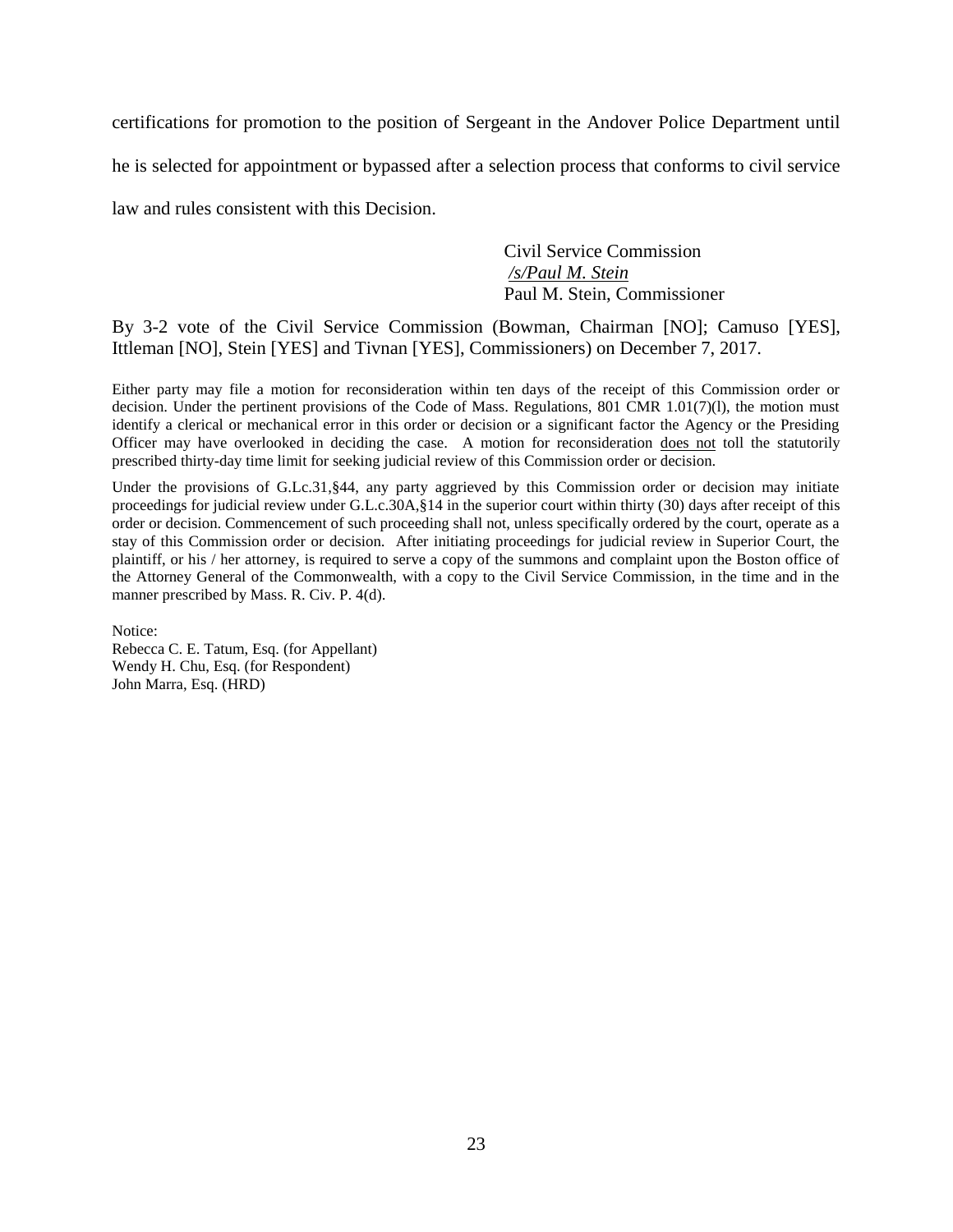certifications for promotion to the position of Sergeant in the Andover Police Department until he is selected for appointment or bypassed after a selection process that conforms to civil service law and rules consistent with this Decision.

Civil Service Commission
*/s/Paul M. Stein*
Paul M. Stein, Commissioner

By 3-2 vote of the Civil Service Commission (Bowman, Chairman [NO]; Camuso [YES], Ittleman [NO], Stein [YES] and Tivnan [YES], Commissioners) on December 7, 2017.

Either party may file a motion for reconsideration within ten days of the receipt of this Commission order or decision. Under the pertinent provisions of the Code of Mass. Regulations, 801 CMR 1.01(7)(l), the motion must identify a clerical or mechanical error in this order or decision or a significant factor the Agency or the Presiding Officer may have overlooked in deciding the case. A motion for reconsideration does not toll the statutorily prescribed thirty-day time limit for seeking judicial review of this Commission order or decision.

Under the provisions of G.Lc.31,§44, any party aggrieved by this Commission order or decision may initiate proceedings for judicial review under G.L.c.30A,§14 in the superior court within thirty (30) days after receipt of this order or decision. Commencement of such proceeding shall not, unless specifically ordered by the court, operate as a stay of this Commission order or decision. After initiating proceedings for judicial review in Superior Court, the plaintiff, or his / her attorney, is required to serve a copy of the summons and complaint upon the Boston office of the Attorney General of the Commonwealth, with a copy to the Civil Service Commission, in the time and in the manner prescribed by Mass. R. Civ. P. 4(d).

Notice:
Rebecca C. E. Tatum, Esq. (for Appellant)
Wendy H. Chu, Esq. (for Respondent)
John Marra, Esq. (HRD)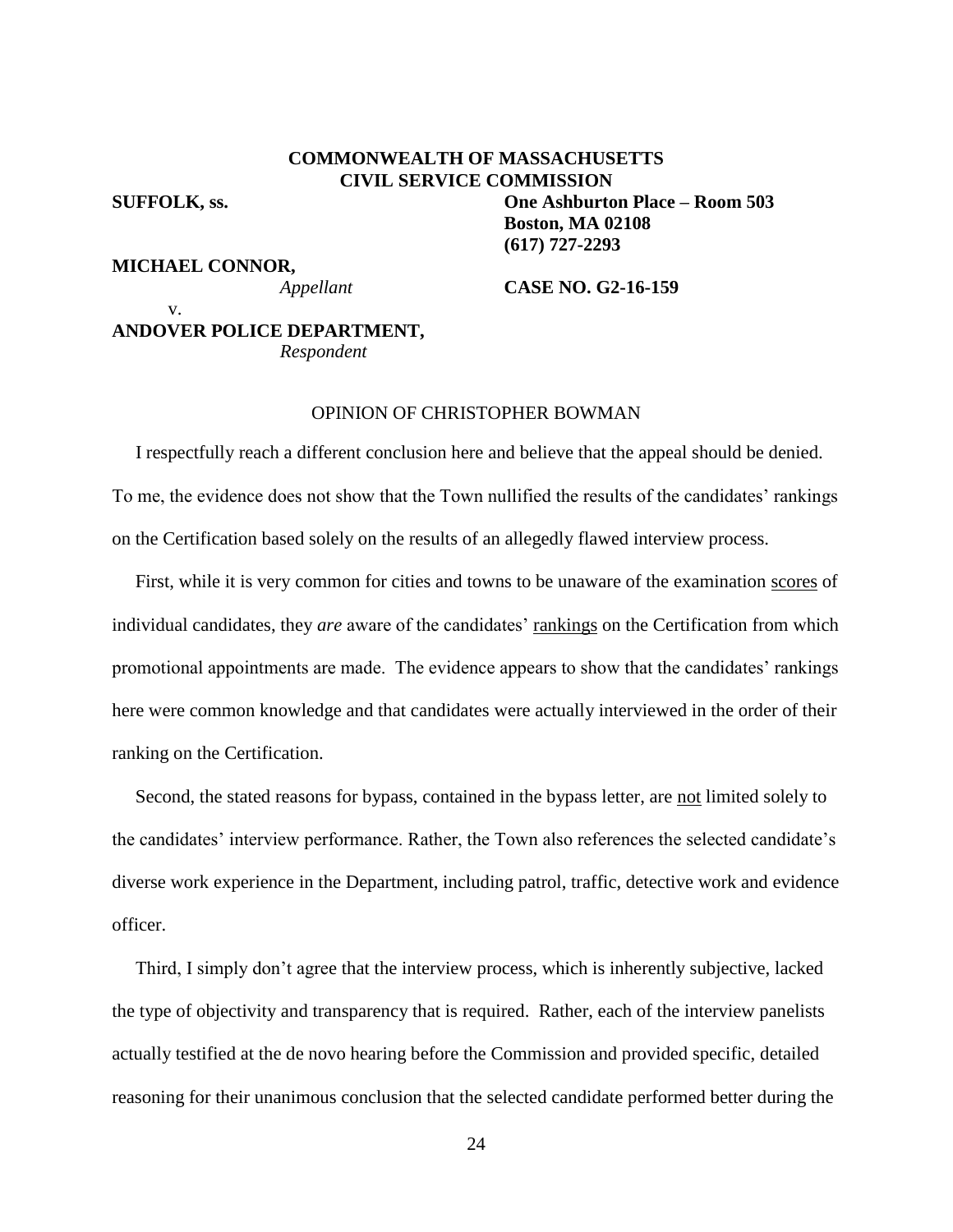**COMMONWEALTH OF MASSACHUSETTS**
**CIVIL SERVICE COMMISSION**

**SUFFOLK, ss.**

**One Ashburton Place – Room 503**
**Boston, MA 02108**
**(617) 727-2293**

**MICHAEL CONNOR,**
*Appellant*

v.

**CASE NO. G2-16-159**

**ANDOVER POLICE DEPARTMENT,**
*Respondent*

OPINION OF CHRISTOPHER BOWMAN

I respectfully reach a different conclusion here and believe that the appeal should be denied. To me, the evidence does not show that the Town nullified the results of the candidates' rankings on the Certification based solely on the results of an allegedly flawed interview process.

First, while it is very common for cities and towns to be unaware of the examination <u>scores</u> of individual candidates, they *are* aware of the candidates' <u>rankings</u> on the Certification from which promotional appointments are made. The evidence appears to show that the candidates' rankings here were common knowledge and that candidates were actually interviewed in the order of their ranking on the Certification.

Second, the stated reasons for bypass, contained in the bypass letter, are <u>not</u> limited solely to the candidates' interview performance. Rather, the Town also references the selected candidate's diverse work experience in the Department, including patrol, traffic, detective work and evidence officer.

Third, I simply don't agree that the interview process, which is inherently subjective, lacked the type of objectivity and transparency that is required. Rather, each of the interview panelists actually testified at the de novo hearing before the Commission and provided specific, detailed reasoning for their unanimous conclusion that the selected candidate performed better during the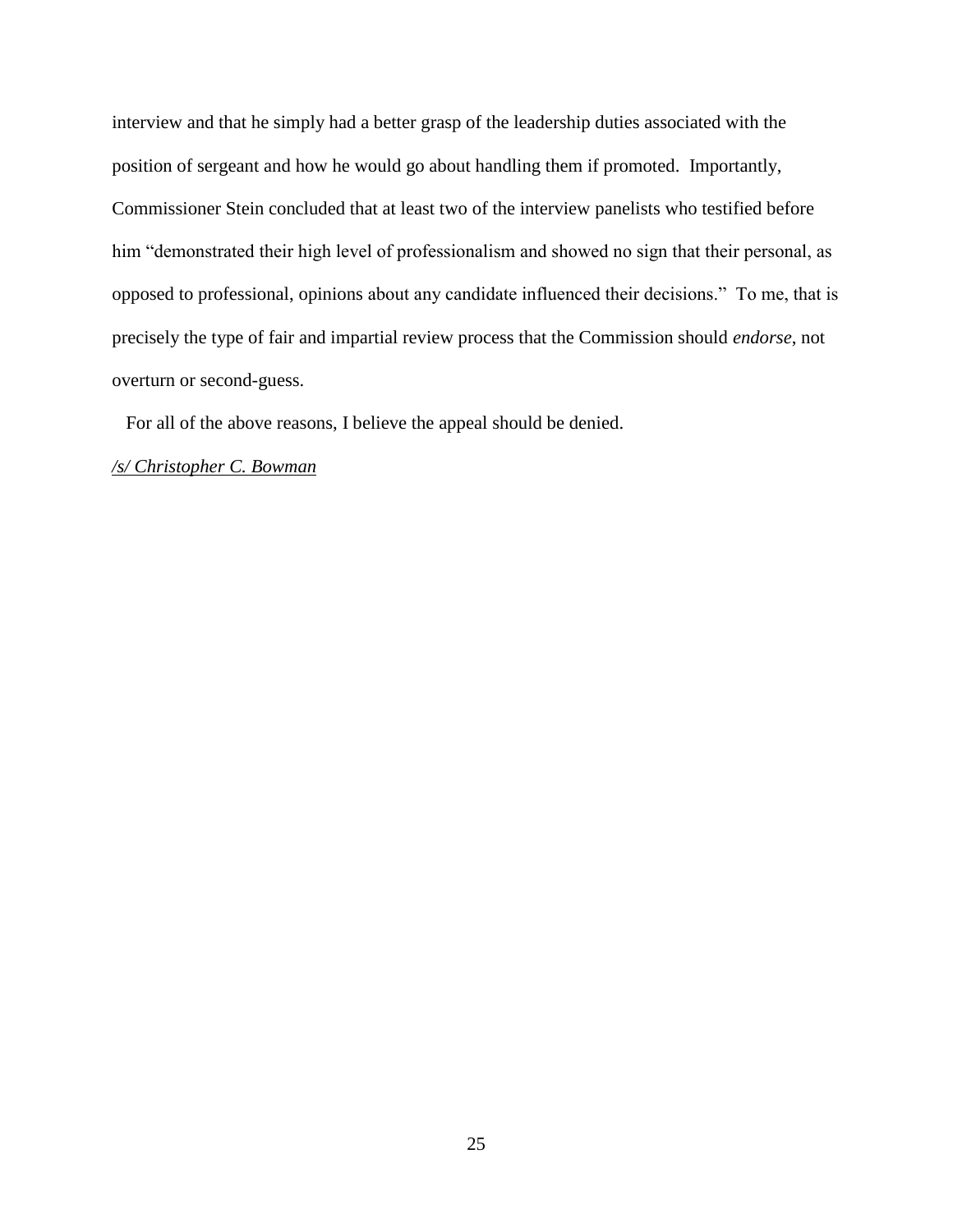interview and that he simply had a better grasp of the leadership duties associated with the position of sergeant and how he would go about handling them if promoted. Importantly, Commissioner Stein concluded that at least two of the interview panelists who testified before him "demonstrated their high level of professionalism and showed no sign that their personal, as opposed to professional, opinions about any candidate influenced their decisions." To me, that is precisely the type of fair and impartial review process that the Commission should *endorse*, not overturn or second-guess.

For all of the above reasons, I believe the appeal should be denied.

*/s/ Christopher C. Bowman*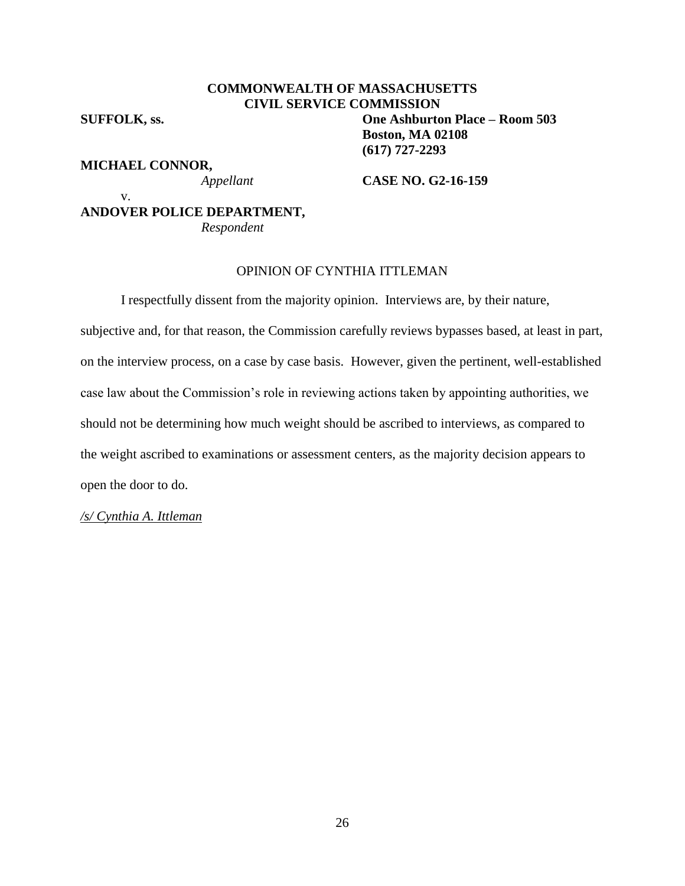**COMMONWEALTH OF MASSACHUSETTS**
**CIVIL SERVICE COMMISSION**

**SUFFOLK, ss.**

**One Ashburton Place – Room 503**
**Boston, MA 02108**
**(617) 727-2293**

**MICHAEL CONNOR,**
*Appellant*

v.

**CASE NO. G2-16-159**

**ANDOVER POLICE DEPARTMENT,**
*Respondent*

OPINION OF CYNTHIA ITTLEMAN

I respectfully dissent from the majority opinion. Interviews are, by their nature, subjective and, for that reason, the Commission carefully reviews bypasses based, at least in part, on the interview process, on a case by case basis. However, given the pertinent, well-established case law about the Commission's role in reviewing actions taken by appointing authorities, we should not be determining how much weight should be ascribed to interviews, as compared to the weight ascribed to examinations or assessment centers, as the majority decision appears to open the door to do.

*/s/ Cynthia A. Ittleman*